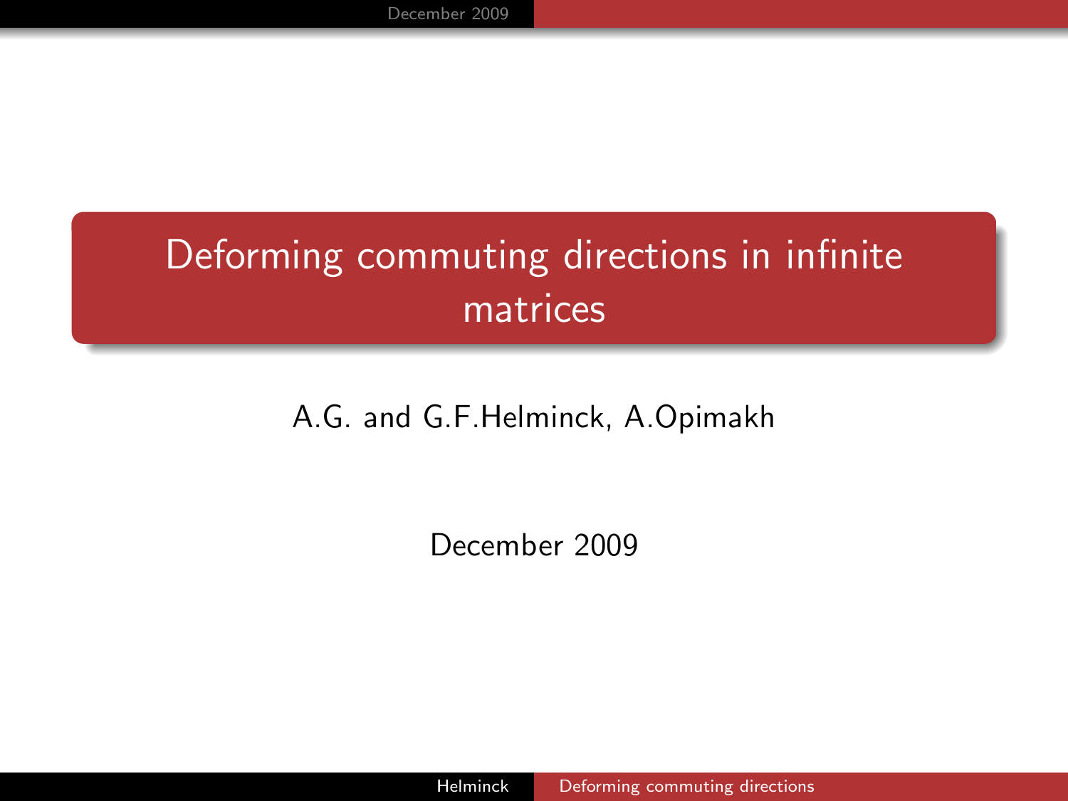# Deforming commuting directions in infinite matrices

A.G. and G.F.Helminck, A.Opimakh

December 2009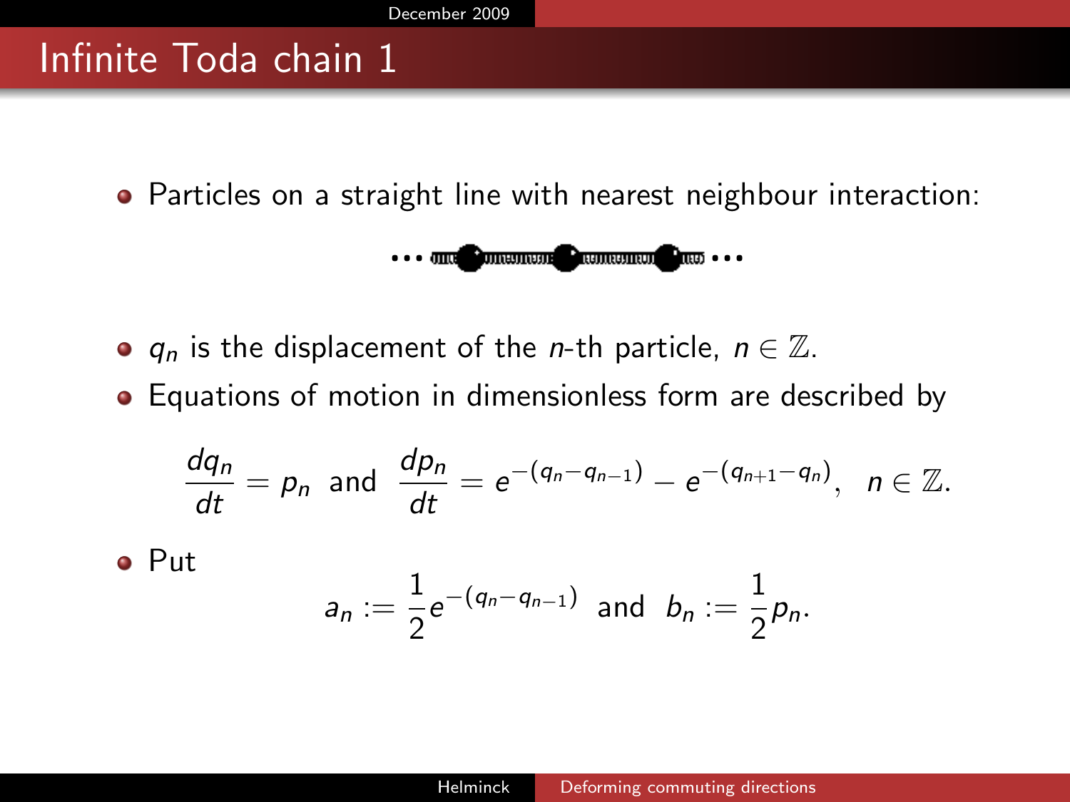# Infinite Toda chain 1

- Particles on a straight line with nearest neighbour interaction:

- $q_n$ is the displacement of the $n$-th particle, $n \in \mathbb{Z}$.
- Equations of motion in dimensionless form are described by

$$\frac{dq_n}{dt} = p_n \text{ and } \frac{dp_n}{dt} = e^{-(q_n - q_{n-1})} - e^{-(q_{n+1} - q_n)}, \quad n \in \mathbb{Z}.$$

- Put

$$a_n := \frac{1}{2} e^{-(q_n - q_{n-1})} \text{ and } b_n := \frac{1}{2} p_n.$$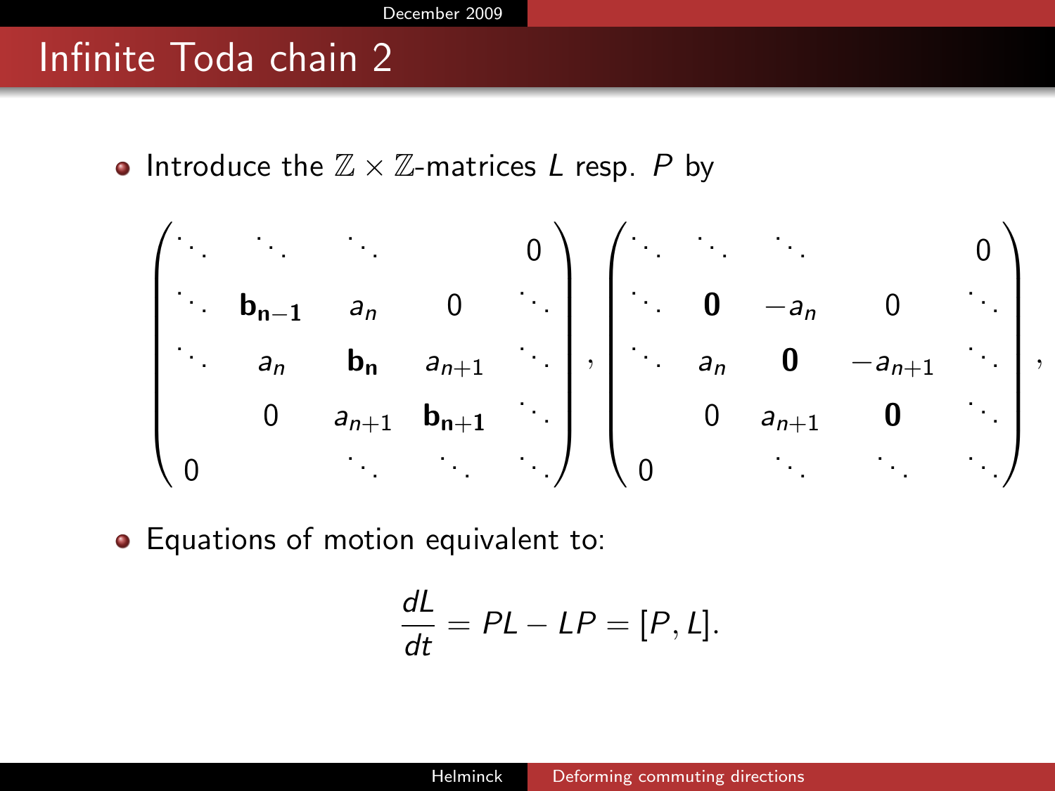# Infinite Toda chain 2

- Introduce the $\mathbb{Z} \times \mathbb{Z}$-matrices $L$ resp. $P$ by

$$\begin{pmatrix} \ddots & \ddots & \ddots & & 0 \\ \ddots & \mathbf{b_{n-1}} & a_n & 0 & \ddots \\ \ddots & a_n & \mathbf{b_n} & a_{n+1} & \ddots \\ & 0 & a_{n+1} & \mathbf{b_{n+1}} & \ddots \\ 0 & & \ddots & \ddots & \ddots \end{pmatrix}, \begin{pmatrix} \ddots & \ddots & \ddots & & 0 \\ \ddots & \mathbf{0} & -a_n & 0 & \ddots \\ \ddots & a_n & \mathbf{0} & -a_{n+1} & \ddots \\ & 0 & a_{n+1} & \mathbf{0} & \ddots \\ 0 & & \ddots & \ddots & \ddots \end{pmatrix},$$

- Equations of motion equivalent to:

$$\frac{dL}{dt} = PL - LP = [P, L].$$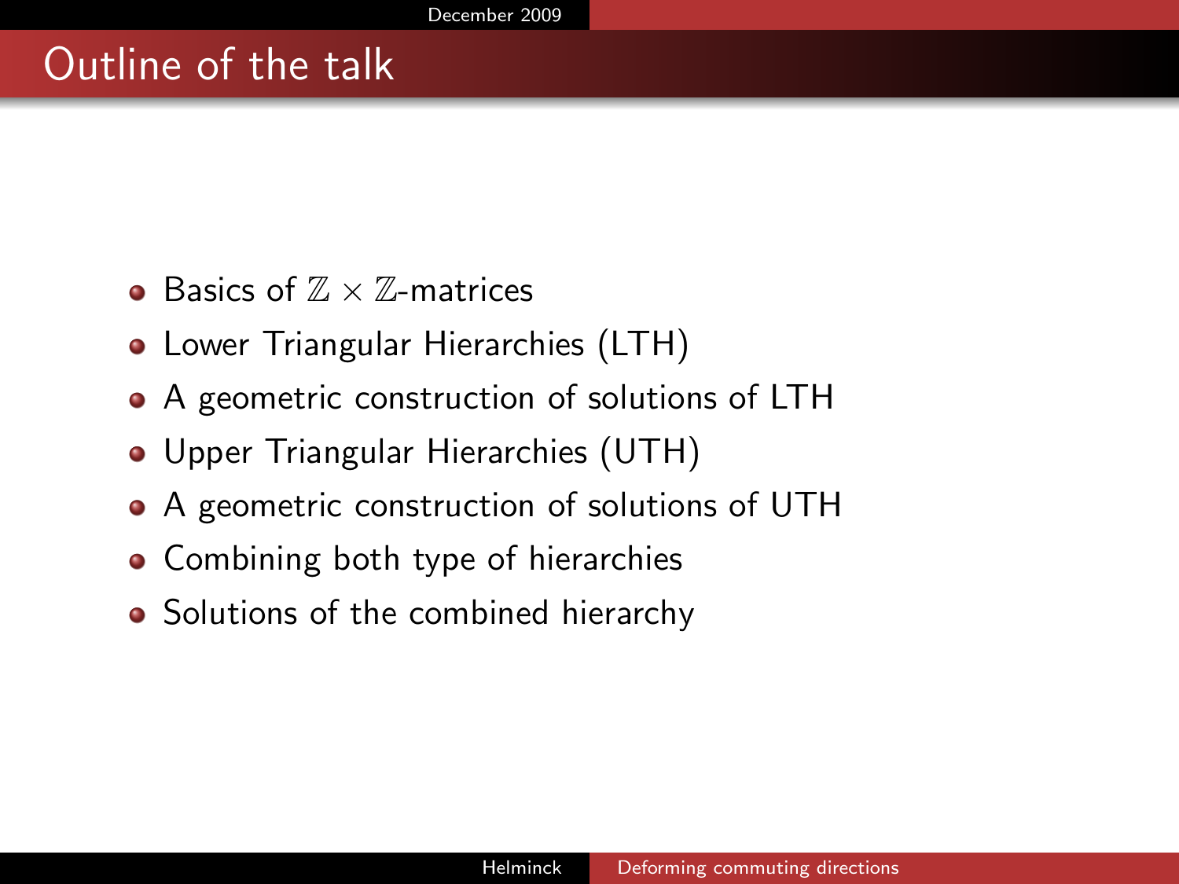# Outline of the talk

- Basics of $\mathbb{Z} \times \mathbb{Z}$-matrices
- Lower Triangular Hierarchies (LTH)
- A geometric construction of solutions of LTH
- Upper Triangular Hierarchies (UTH)
- A geometric construction of solutions of UTH
- Combining both type of hierarchies
- Solutions of the combined hierarchy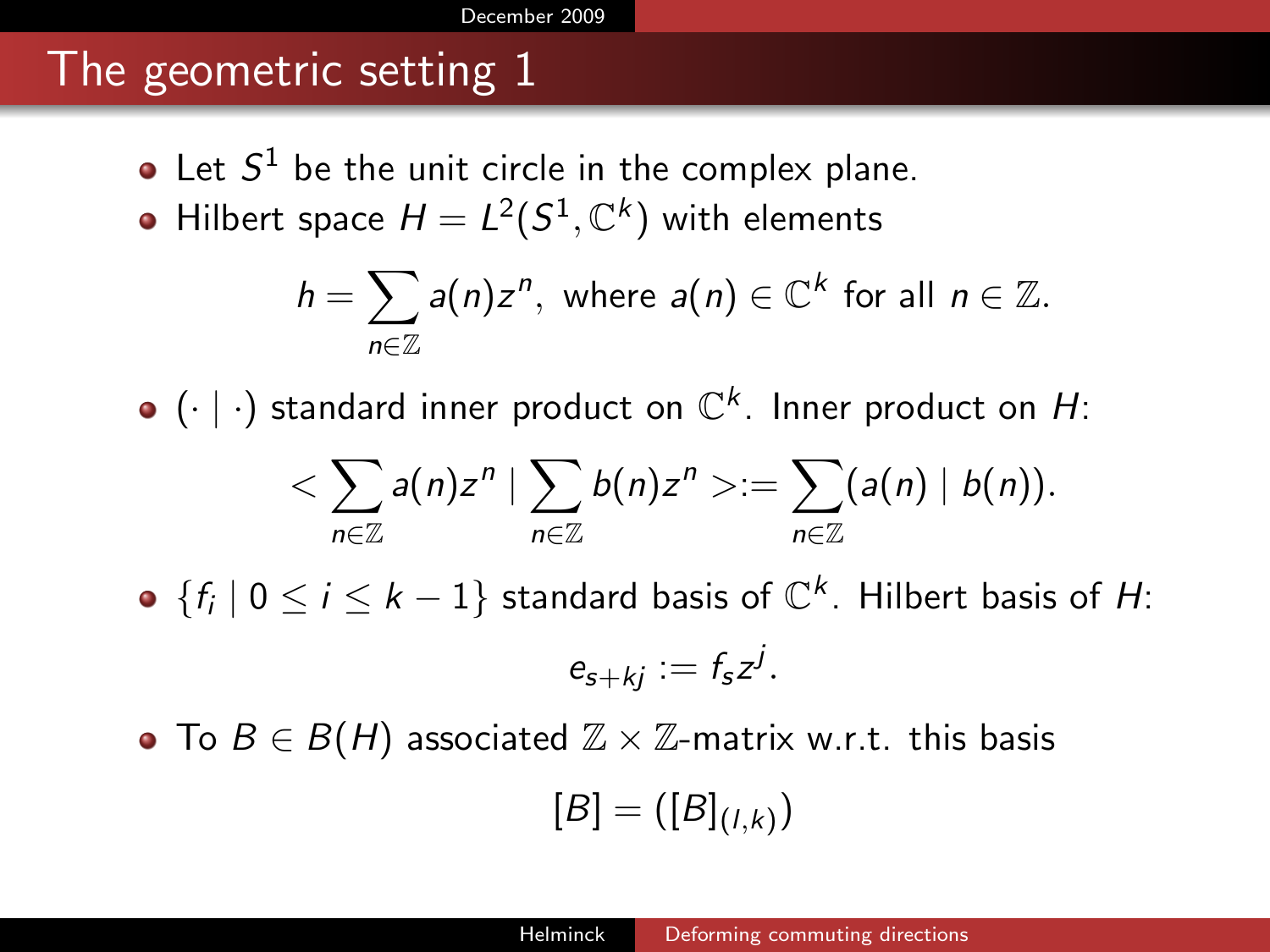# The geometric setting 1

- Let $S^1$ be the unit circle in the complex plane.
- Hilbert space $H = L^2(S^1, \mathbb{C}^k)$ with elements

$$h = \sum_{n \in \mathbb{Z}} a(n) z^n, \text{ where } a(n) \in \mathbb{C}^k \text{ for all } n \in \mathbb{Z}.$$

- $(\cdot \mid \cdot)$ standard inner product on $\mathbb{C}^k$. Inner product on $H$:

$$< \sum_{n \in \mathbb{Z}} a(n) z^n \mid \sum_{n \in \mathbb{Z}} b(n) z^n > := \sum_{n \in \mathbb{Z}} (a(n) \mid b(n)).$$

- $\{f_i \mid 0 \leq i \leq k-1\}$ standard basis of $\mathbb{C}^k$. Hilbert basis of $H$:

$$e_{s+kj} := f_s z^j.$$

- To $B \in B(H)$ associated $\mathbb{Z} \times \mathbb{Z}$-matrix w.r.t. this basis

$$[B] = ([B]_{(l,k)})$$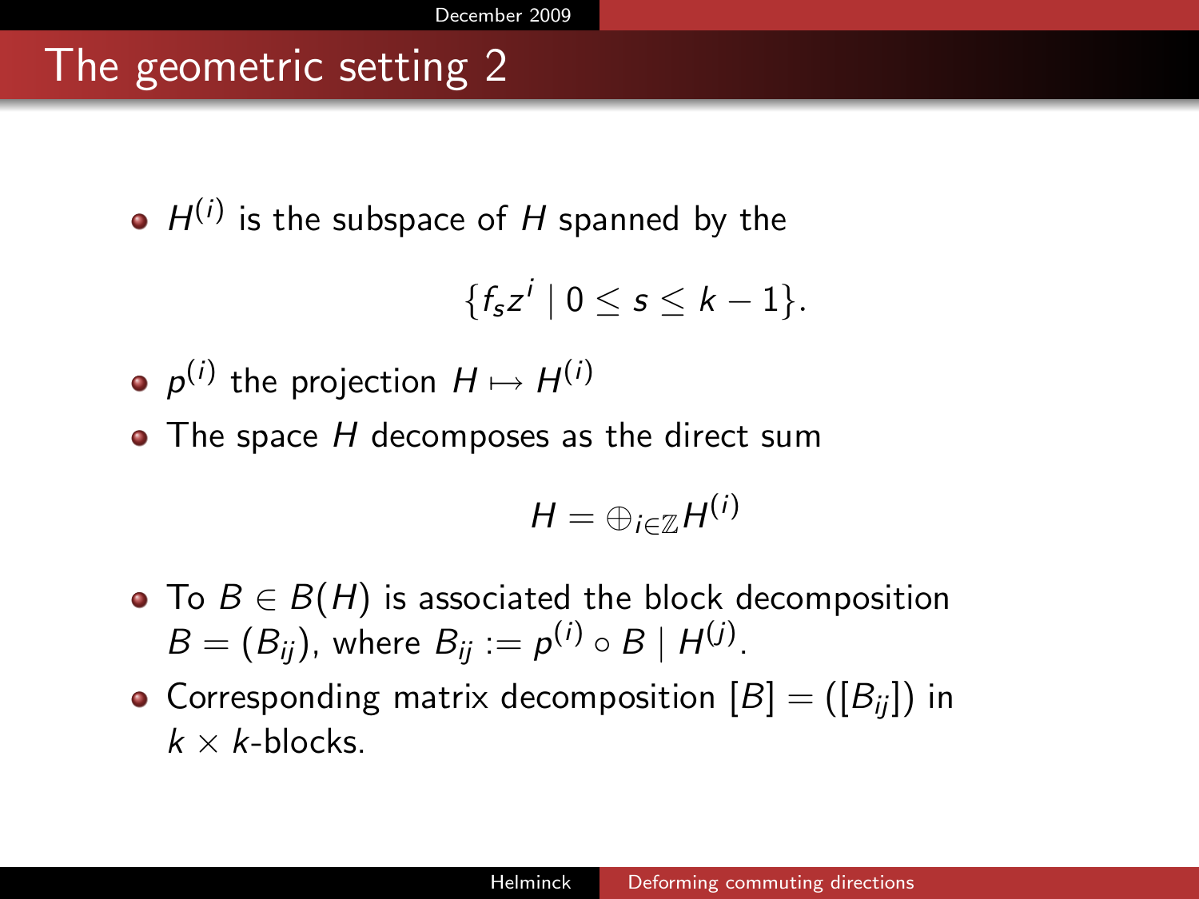# The geometric setting 2

- $H^{(i)}$ is the subspace of $H$ spanned by the

$$\{f_s z^i \mid 0 \leq s \leq k-1\}.$$

- $p^{(i)}$ the projection $H \mapsto H^{(i)}$
- The space $H$ decomposes as the direct sum

$$H = \oplus_{i \in \mathbb{Z}} H^{(i)}$$

- To $B \in B(H)$ is associated the block decomposition $B = (B_{ij})$, where $B_{ij} := p^{(i)} \circ B \mid H^{(j)}$.
- Corresponding matrix decomposition $[B] = ([B_{ij}])$ in $k \times k$-blocks.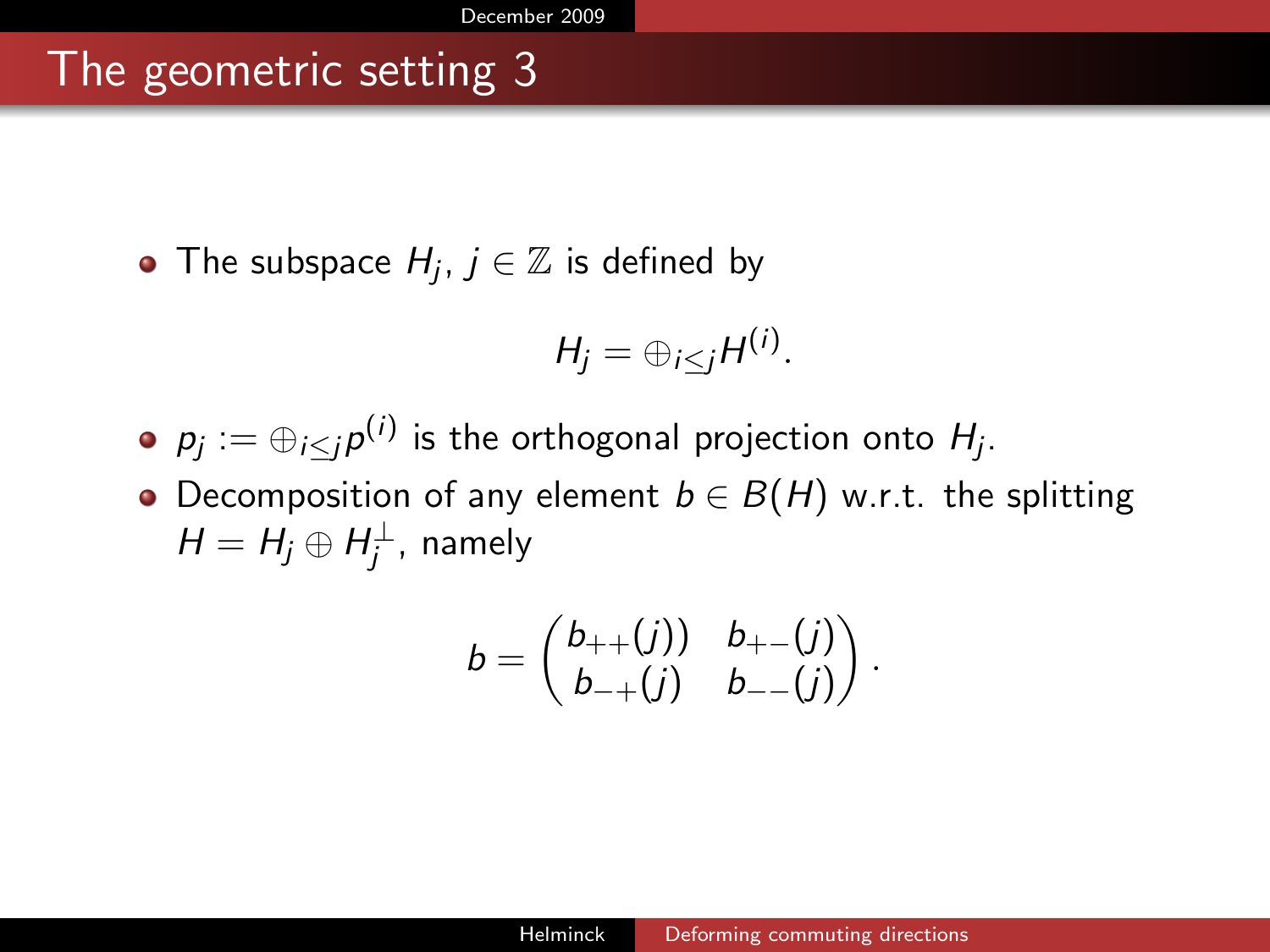# The geometric setting 3

- The subspace $H_j$, $j \in \mathbb{Z}$ is defined by

$$H_j = \oplus_{i \leq j} H^{(i)}.$$

- $p_j := \oplus_{i \leq j} p^{(i)}$ is the orthogonal projection onto $H_j$.
- Decomposition of any element $b \in B(H)$ w.r.t. the splitting $H = H_j \oplus H_j^{\perp}$, namely

$$b = \begin{pmatrix} b_{++}(j)) & b_{+-}(j) \\ b_{-+}(j) & b_{--}(j) \end{pmatrix}.$$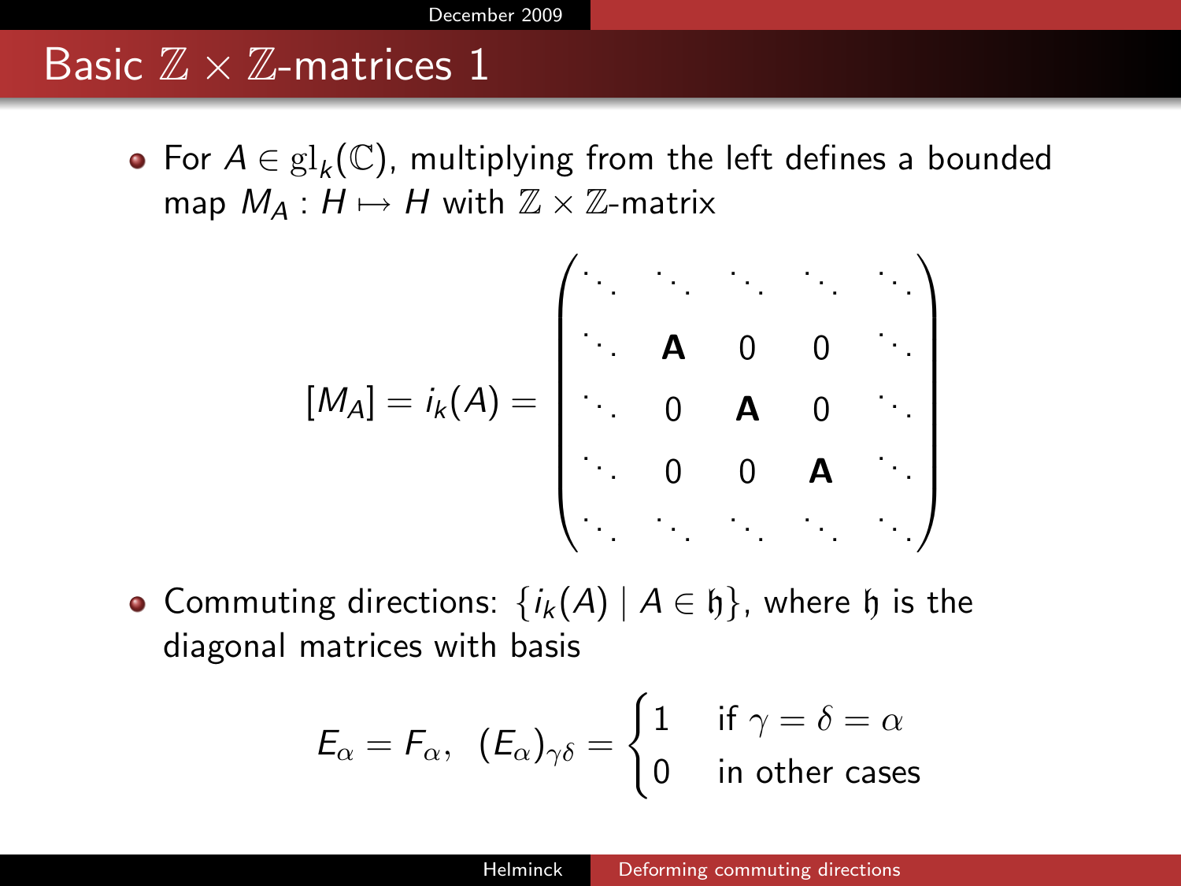# Basic $\mathbb{Z} \times \mathbb{Z}$-matrices 1

- For $A \in \mathrm{gl}_k(\mathbb{C})$, multiplying from the left defines a bounded map $M_A : H \mapsto H$ with $\mathbb{Z} \times \mathbb{Z}$-matrix

$$[M_A] = i_k(A) = \begin{pmatrix} \ddots & \ddots & \ddots & \ddots & \ddots \\ \ddots & \mathbf{A} & 0 & 0 & \ddots \\ \ddots & 0 & \mathbf{A} & 0 & \ddots \\ \ddots & 0 & 0 & \mathbf{A} & \ddots \\ \ddots & \ddots & \ddots & \ddots & \ddots \end{pmatrix}$$

- Commuting directions: $\{i_k(A) \mid A \in \mathfrak{h}\}$, where $\mathfrak{h}$ is the diagonal matrices with basis

$$E_\alpha = F_\alpha, \;\; (E_\alpha)_{\gamma\delta} = \begin{cases} 1 & \text{if } \gamma = \delta = \alpha \\ 0 & \text{in other cases} \end{cases}$$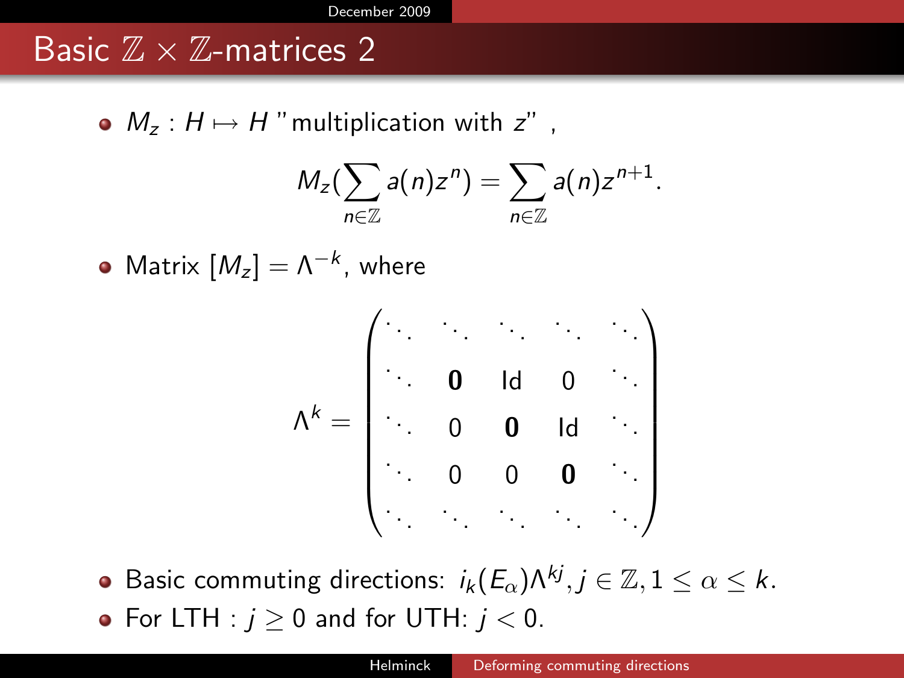# Basic $\mathbb{Z} \times \mathbb{Z}$-matrices 2

- $M_z : H \mapsto H$ "multiplication with $z$" ,

$$M_z(\sum_{n \in \mathbb{Z}} a(n) z^n) = \sum_{n \in \mathbb{Z}} a(n) z^{n+1}.$$

- Matrix $[M_z] = \Lambda^{-k}$, where

$$\Lambda^k = \begin{pmatrix} \ddots & \ddots & \ddots & \ddots & \ddots \\ \ddots & \mathbf{0} & \mathrm{Id} & 0 & \ddots \\ \ddots & 0 & \mathbf{0} & \mathrm{Id} & \ddots \\ \ddots & 0 & 0 & \mathbf{0} & \ddots \\ \ddots & \ddots & \ddots & \ddots & \ddots \end{pmatrix}$$

- Basic commuting directions: $i_k(E_\alpha)\Lambda^{kj}, j \in \mathbb{Z}, 1 \leq \alpha \leq k$.
- For LTH : $j \geq 0$ and for UTH: $j < 0$.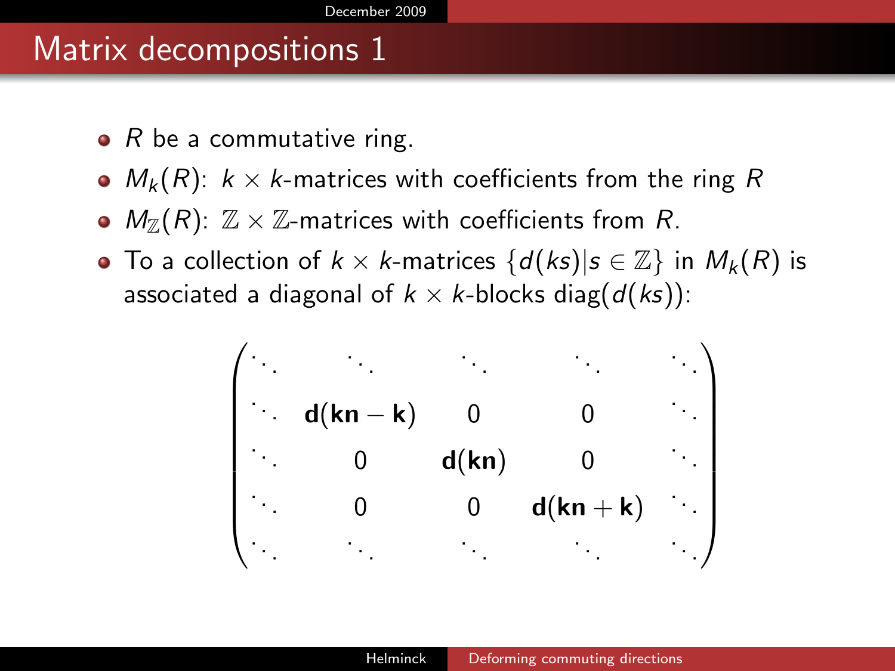# Matrix decompositions 1

- $R$ be a commutative ring.
- $M_k(R)$: $k \times k$-matrices with coefficients from the ring $R$
- $M_{\mathbb{Z}}(R)$: $\mathbb{Z} \times \mathbb{Z}$-matrices with coefficients from $R$.
- To a collection of $k \times k$-matrices $\{d(ks) | s \in \mathbb{Z}\}$ in $M_k(R)$ is associated a diagonal of $k \times k$-blocks $\text{diag}(d(ks))$:

$$
\begin{pmatrix}
\ddots & \ddots & \ddots & \ddots & \ddots \\
\ddots & \mathbf{d}(\mathbf{kn}-\mathbf{k}) & 0 & 0 & \ddots \\
\ddots & 0 & \mathbf{d}(\mathbf{kn}) & 0 & \ddots \\
\ddots & 0 & 0 & \mathbf{d}(\mathbf{kn}+\mathbf{k}) & \ddots \\
\ddots & \ddots & \ddots & \ddots & \ddots
\end{pmatrix}
$$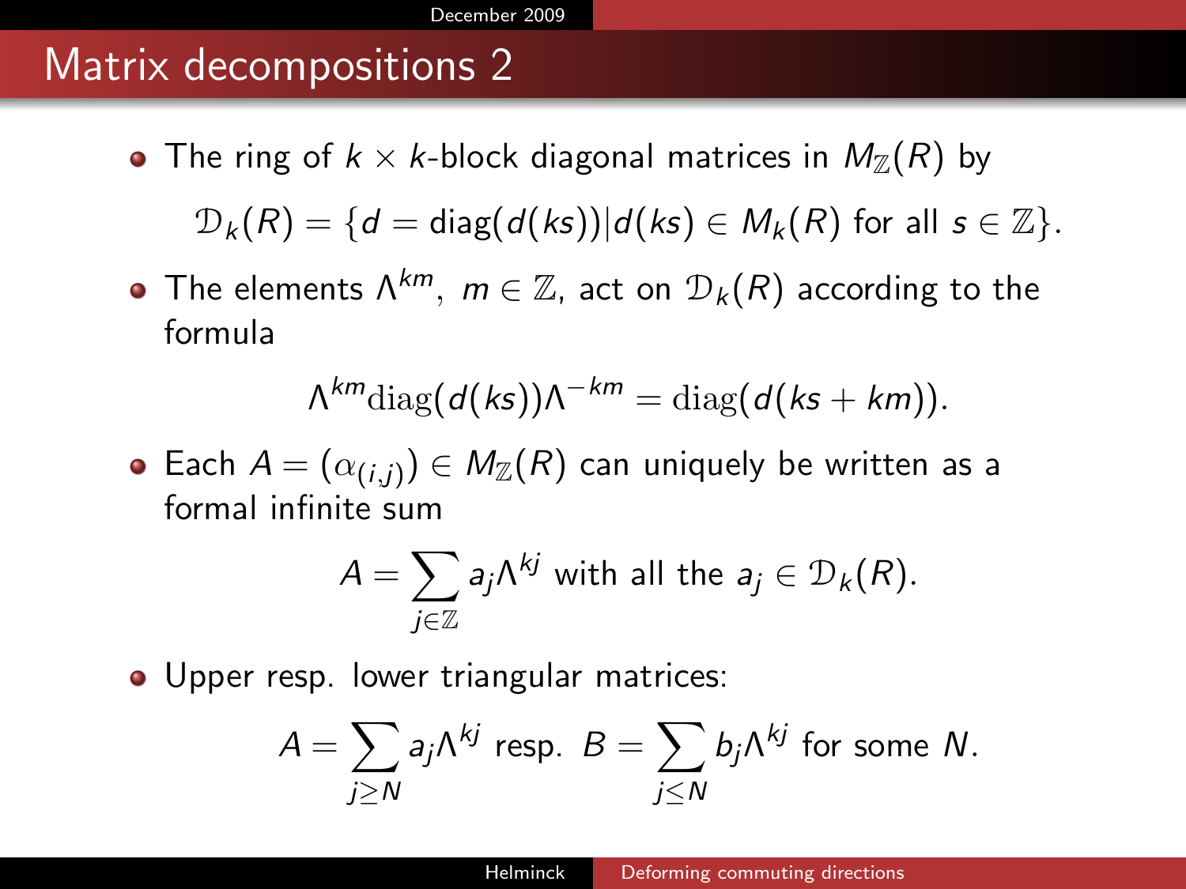# Matrix decompositions 2

- The ring of $k \times k$-block diagonal matrices in $M_{\mathbb{Z}}(R)$ by

$$\mathcal{D}_k(R) = \{d = \text{diag}(d(ks)) | d(ks) \in M_k(R) \text{ for all } s \in \mathbb{Z}\}.$$

- The elements $\Lambda^{km}$, $m \in \mathbb{Z}$, act on $\mathcal{D}_k(R)$ according to the formula

$$\Lambda^{km} \text{diag}(d(ks)) \Lambda^{-km} = \text{diag}(d(ks + km)).$$

- Each $A = (\alpha_{(i,j)}) \in M_{\mathbb{Z}}(R)$ can uniquely be written as a formal infinite sum

$$A = \sum_{j \in \mathbb{Z}} a_j \Lambda^{kj} \text{ with all the } a_j \in \mathcal{D}_k(R).$$

- Upper resp. lower triangular matrices:

$$A = \sum_{j \geq N} a_j \Lambda^{kj} \text{ resp. } B = \sum_{j \leq N} b_j \Lambda^{kj} \text{ for some } N.$$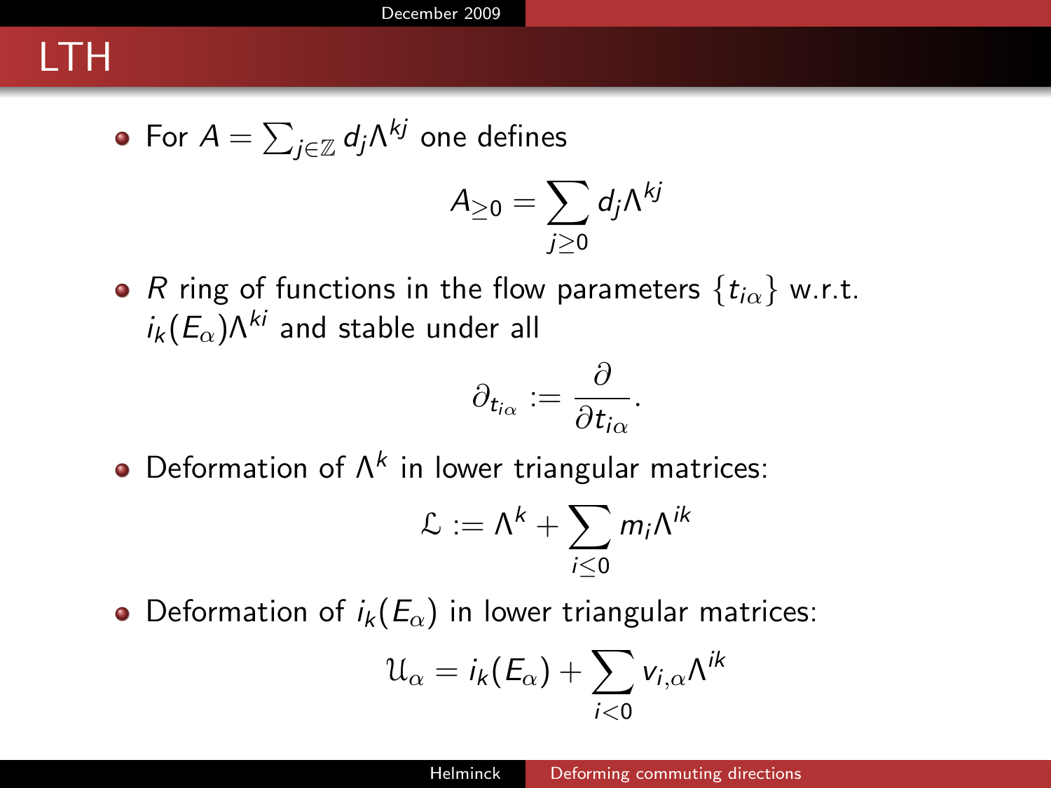# LTH

- For $A = \sum_{j \in \mathbb{Z}} d_j \Lambda^{kj}$ one defines

$$A_{\geq 0} = \sum_{j \geq 0} d_j \Lambda^{kj}$$

- $R$ ring of functions in the flow parameters $\{t_{i\alpha}\}$ w.r.t. $i_k(E_\alpha)\Lambda^{ki}$ and stable under all

$$\partial_{t_{i\alpha}} := \frac{\partial}{\partial t_{i\alpha}}.$$

- Deformation of $\Lambda^k$ in lower triangular matrices:

$$\mathcal{L} := \Lambda^k + \sum_{i \leq 0} m_i \Lambda^{ik}$$

- Deformation of $i_k(E_\alpha)$ in lower triangular matrices:

$$\mathcal{U}_\alpha = i_k(E_\alpha) + \sum_{i < 0} v_{i,\alpha} \Lambda^{ik}$$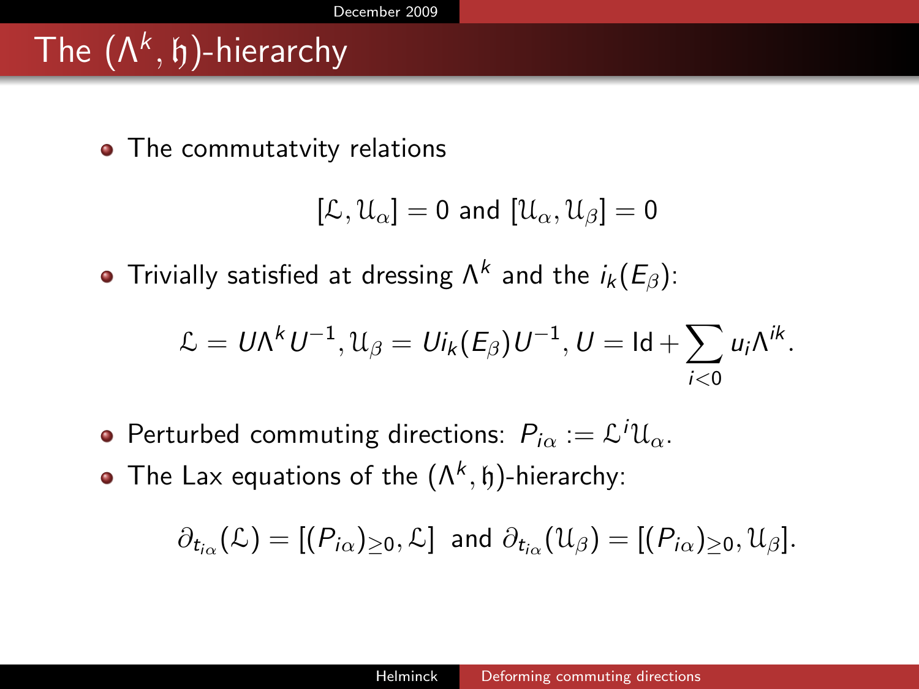# The $(\Lambda^k, \mathfrak{h})$-hierarchy

- The commutatvity relations

$$[\mathcal{L}, \mathcal{U}_\alpha] = 0 \text{ and } [\mathcal{U}_\alpha, \mathcal{U}_\beta] = 0$$

- Trivially satisfied at dressing $\Lambda^k$ and the $i_k(E_\beta)$:

$$\mathcal{L} = U\Lambda^k U^{-1}, \mathcal{U}_\beta = U i_k(E_\beta) U^{-1}, U = \mathrm{Id} + \sum_{i<0} u_i \Lambda^{ik}.$$

- Perturbed commuting directions: $P_{i\alpha} := \mathcal{L}^i \mathcal{U}_\alpha$.
- The Lax equations of the $(\Lambda^k, \mathfrak{h})$-hierarchy:

$$\partial_{t_{i\alpha}}(\mathcal{L}) = [(P_{i\alpha})_{\geq 0}, \mathcal{L}] \text{ and } \partial_{t_{i\alpha}}(\mathcal{U}_\beta) = [(P_{i\alpha})_{\geq 0}, \mathcal{U}_\beta].$$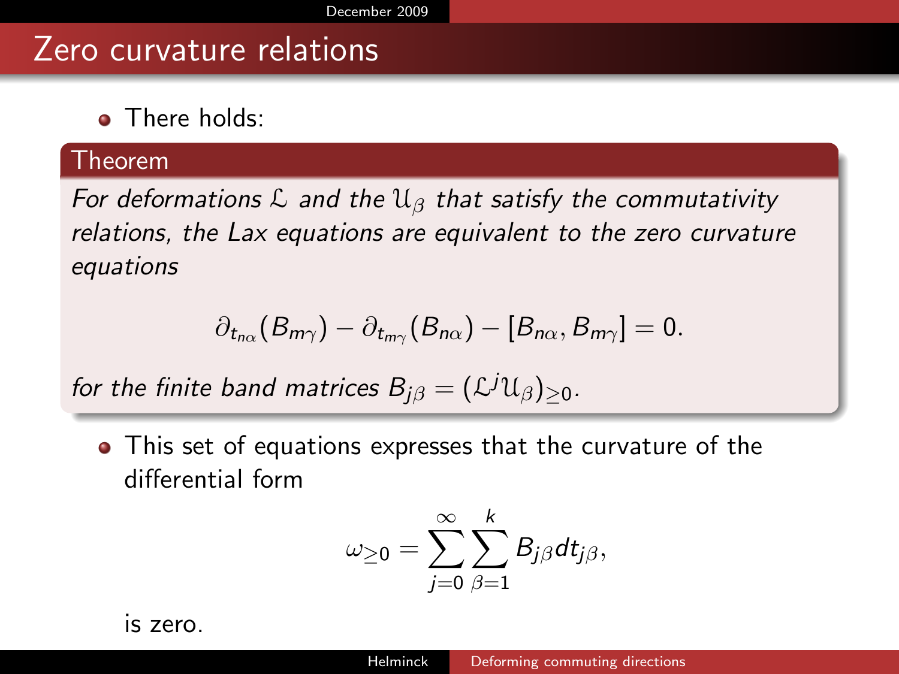# Zero curvature relations

- There holds:

**Theorem**

*For deformations $\mathcal{L}$ and the $\mathcal{U}_\beta$ that satisfy the commutativity relations, the Lax equations are equivalent to the zero curvature equations*

$$\partial_{t_{n\alpha}}(B_{m\gamma}) - \partial_{t_{m\gamma}}(B_{n\alpha}) - [B_{n\alpha}, B_{m\gamma}] = 0.$$

*for the finite band matrices $B_{j\beta} = (\mathcal{L}^j \mathcal{U}_\beta)_{\geq 0}$.*

- This set of equations expresses that the curvature of the differential form

$$\omega_{\geq 0} = \sum_{j=0}^{\infty} \sum_{\beta=1}^{k} B_{j\beta} dt_{j\beta},$$

is zero.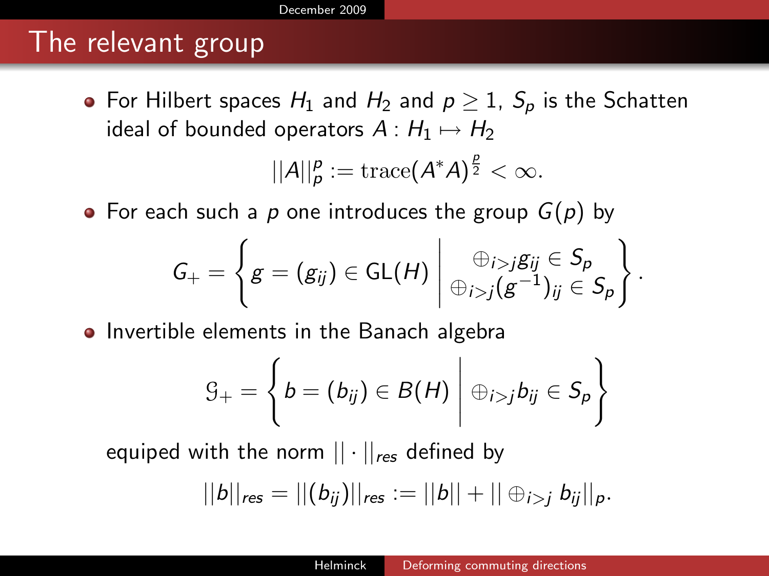# The relevant group

- For Hilbert spaces $H_1$ and $H_2$ and $p \geq 1$, $S_p$ is the Schatten ideal of bounded operators $A : H_1 \mapsto H_2$

$$||A||_p^p := \mathrm{trace}(A^* A)^{\frac{p}{2}} < \infty.$$

- For each such a $p$ one introduces the group $G(p)$ by

$$G_+ = \left\{ g = (g_{ij}) \in \mathrm{GL}(H) \;\middle|\; \begin{array}{c} \oplus_{i>j} g_{ij} \in S_p \\ \oplus_{i>j} (g^{-1})_{ij} \in S_p \end{array} \right\}.$$

- Invertible elements in the Banach algebra

$$\mathcal{G}_+ = \left\{ b = (b_{ij}) \in B(H) \;\middle|\; \oplus_{i>j} b_{ij} \in S_p \right\}$$

equiped with the norm $|| \cdot ||_{res}$ defined by

$$||b||_{res} = ||(b_{ij})||_{res} := ||b|| + || \oplus_{i>j} b_{ij}||_p.$$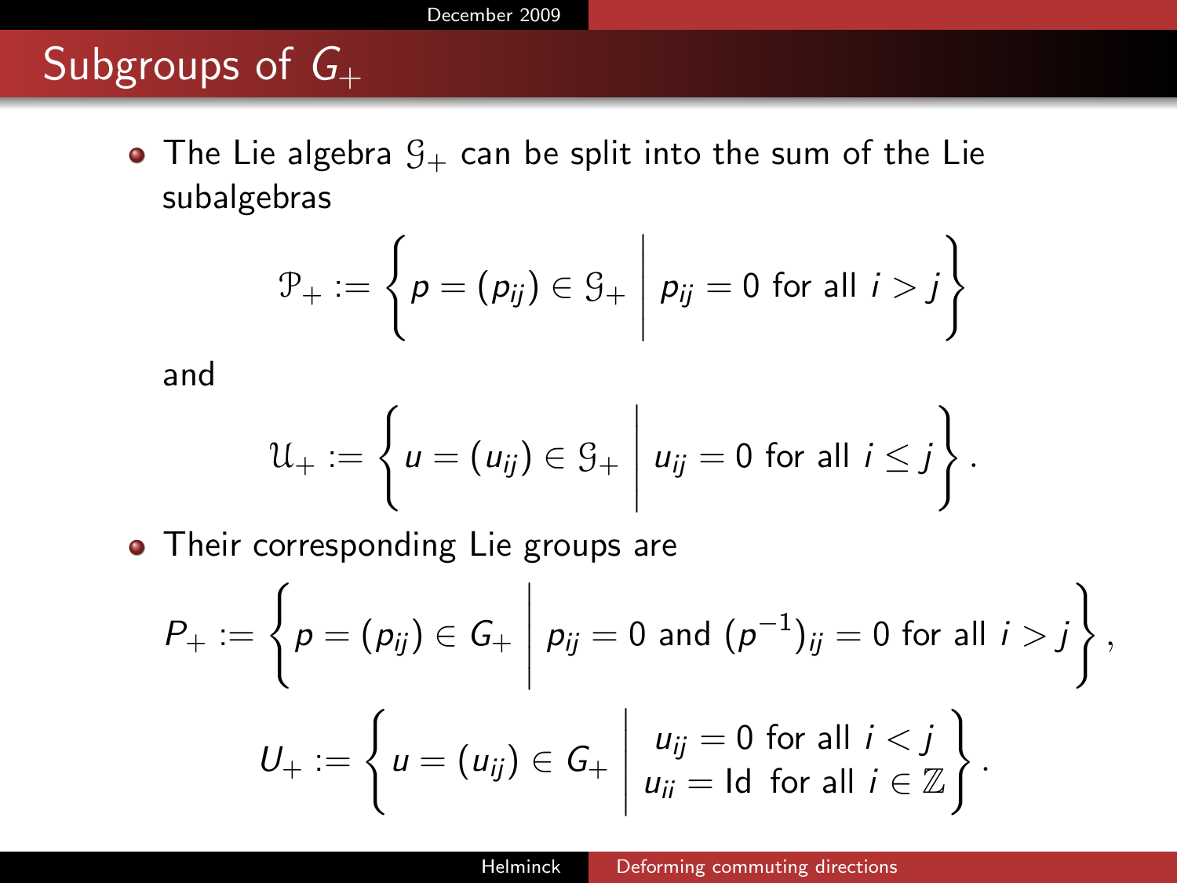# Subgroups of $G_+$

- The Lie algebra $\mathcal{G}_+$ can be split into the sum of the Lie subalgebras

$$\mathcal{P}_+ := \left\{ p = (p_{ij}) \in \mathcal{G}_+ \;\middle|\; p_{ij} = 0 \text{ for all } i > j \right\}$$

and

$$\mathcal{U}_+ := \left\{ u = (u_{ij}) \in \mathcal{G}_+ \;\middle|\; u_{ij} = 0 \text{ for all } i \leq j \right\}.$$

- Their corresponding Lie groups are

$$P_+ := \left\{ p = (p_{ij}) \in G_+ \;\middle|\; p_{ij} = 0 \text{ and } (p^{-1})_{ij} = 0 \text{ for all } i > j \right\},$$

$$U_+ := \left\{ u = (u_{ij}) \in G_+ \;\middle|\; \begin{array}{l} u_{ij} = 0 \text{ for all } i < j \\ u_{ii} = \mathrm{Id} \;\text{ for all } i \in \mathbb{Z} \end{array} \right\}.$$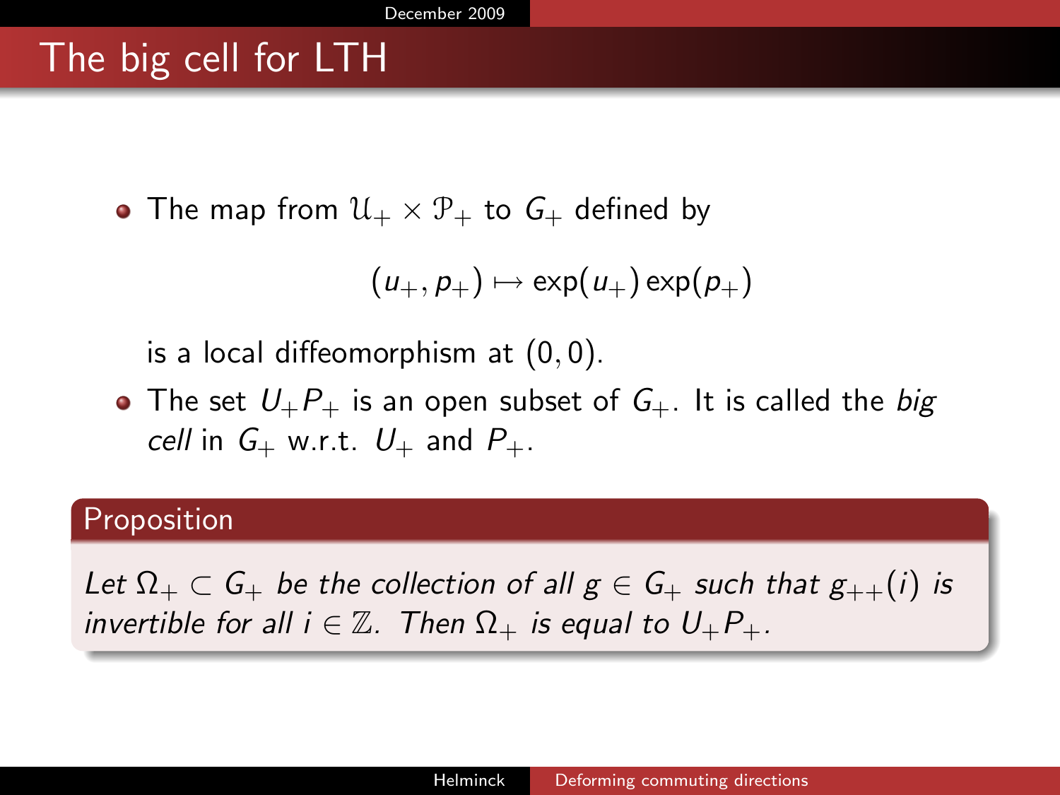# The big cell for LTH

- The map from $\mathcal{U}_+ \times \mathcal{P}_+$ to $G_+$ defined by

$$(u_+, p_+) \mapsto \exp(u_+) \exp(p_+)$$

  is a local diffeomorphism at $(0, 0)$.
- The set $U_+ P_+$ is an open subset of $G_+$. It is called the *big cell* in $G_+$ w.r.t. $U_+$ and $P_+$.

**Proposition**

*Let $\Omega_+ \subset G_+$ be the collection of all $g \in G_+$ such that $g_{++}(i)$ is invertible for all $i \in \mathbb{Z}$. Then $\Omega_+$ is equal to $U_+ P_+$.*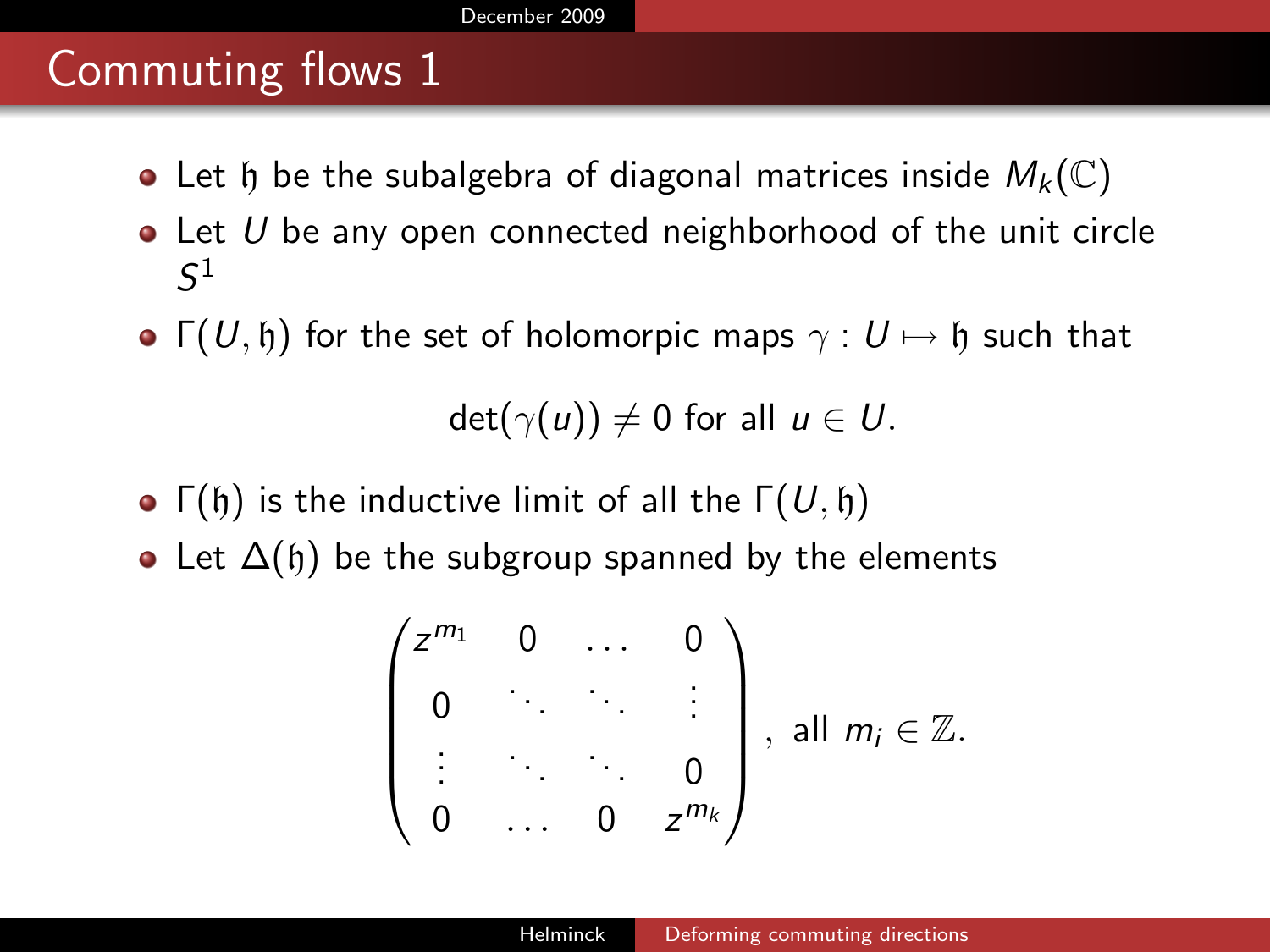# Commuting flows 1

- Let $\mathfrak{h}$ be the subalgebra of diagonal matrices inside $M_k(\mathbb{C})$
- Let $U$ be any open connected neighborhood of the unit circle $S^1$
- $\Gamma(U, \mathfrak{h})$ for the set of holomorpic maps $\gamma : U \mapsto \mathfrak{h}$ such that

$$\det(\gamma(u)) \neq 0 \text{ for all } u \in U.$$

- $\Gamma(\mathfrak{h})$ is the inductive limit of all the $\Gamma(U, \mathfrak{h})$
- Let $\Delta(\mathfrak{h})$ be the subgroup spanned by the elements

$$\begin{pmatrix} z^{m_1} & 0 & \dots & 0 \\ 0 & \ddots & \ddots & \vdots \\ \vdots & \ddots & \ddots & 0 \\ 0 & \dots & 0 & z^{m_k} \end{pmatrix}, \text{ all } m_i \in \mathbb{Z}.$$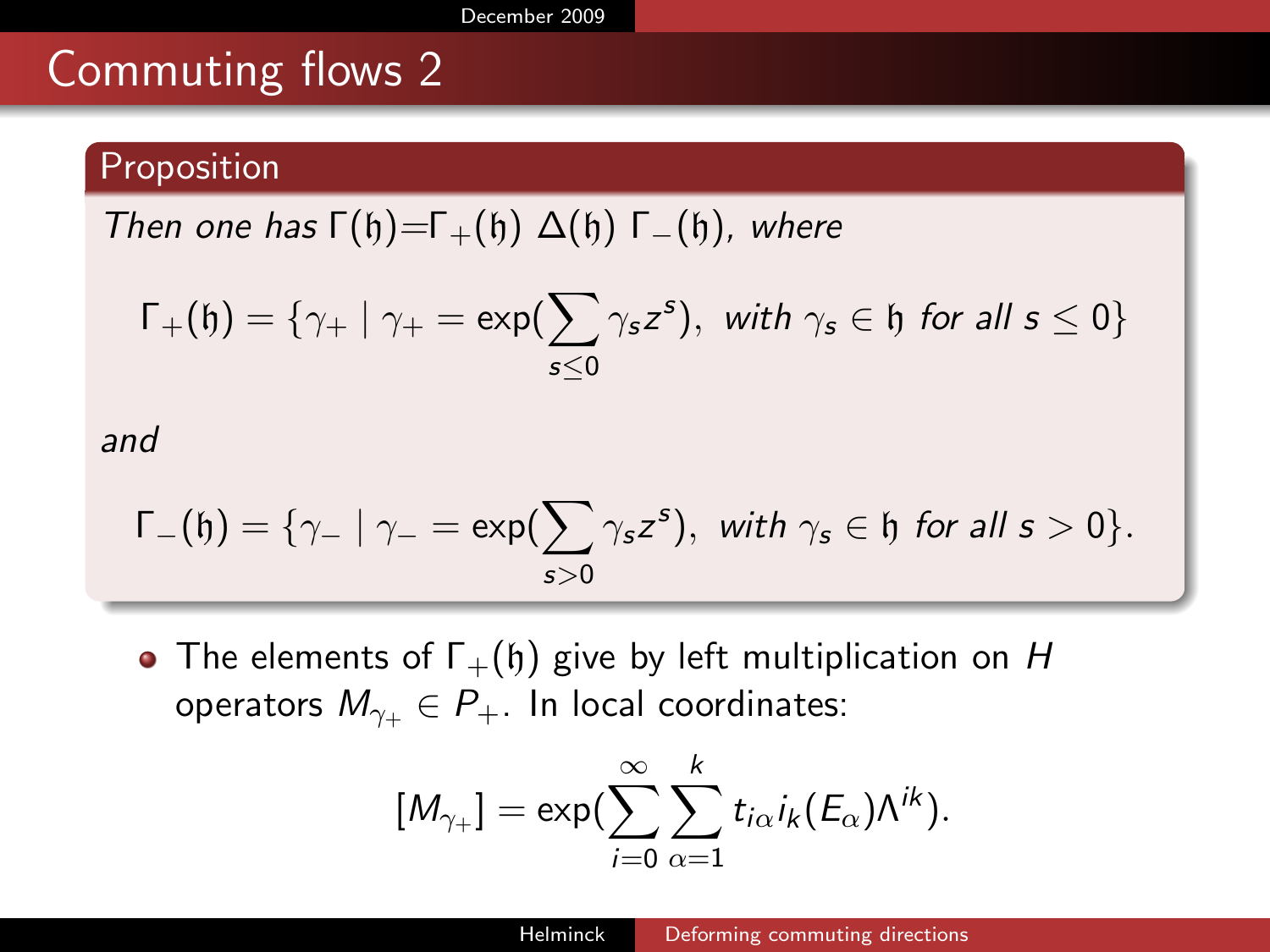# Commuting flows 2

**Proposition**

*Then one has* $\Gamma(\mathfrak{h}){=}\Gamma_+(\mathfrak{h})\ \Delta(\mathfrak{h})\ \Gamma_-(\mathfrak{h})$, *where*

$$\Gamma_+(\mathfrak{h}) = \{\gamma_+ \mid \gamma_+ = \exp(\sum_{s\leq 0} \gamma_s z^s),\ \textit{with } \gamma_s \in \mathfrak{h} \textit{ for all } s \leq 0\}$$

*and*

$$\Gamma_-(\mathfrak{h}) = \{\gamma_- \mid \gamma_- = \exp(\sum_{s>0} \gamma_s z^s),\ \textit{with } \gamma_s \in \mathfrak{h} \textit{ for all } s > 0\}.$$

- The elements of $\Gamma_+(\mathfrak{h})$ give by left multiplication on $H$ operators $M_{\gamma_+} \in P_+$. In local coordinates:

$$[M_{\gamma_+}] = \exp(\sum_{i=0}^{\infty} \sum_{\alpha=1}^{k} t_{i\alpha} i_k(E_\alpha)\Lambda^{ik}).$$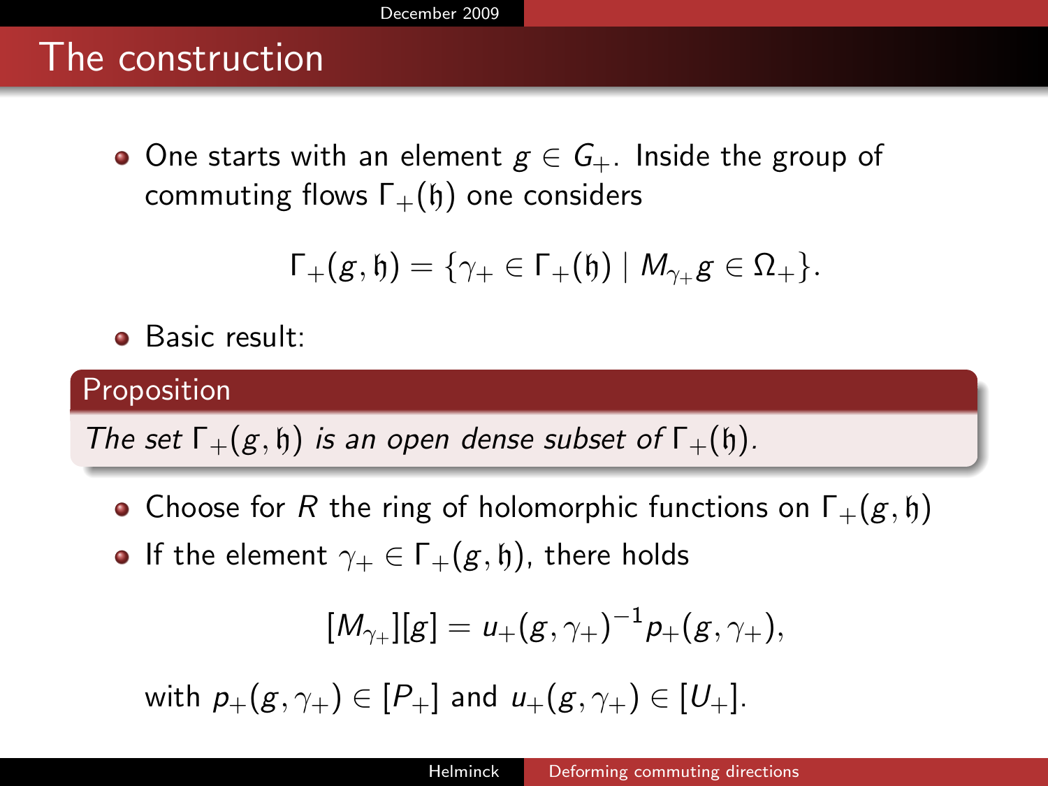# The construction

- One starts with an element $g \in G_+$. Inside the group of commuting flows $\Gamma_+(\mathfrak{h})$ one considers

$$\Gamma_+(g, \mathfrak{h}) = \{\gamma_+ \in \Gamma_+(\mathfrak{h}) \mid M_{\gamma_+} g \in \Omega_+\}.$$

- Basic result:

**Proposition**

*The set $\Gamma_+(g, \mathfrak{h})$ is an open dense subset of $\Gamma_+(\mathfrak{h})$.*

- Choose for $R$ the ring of holomorphic functions on $\Gamma_+(g, \mathfrak{h})$
- If the element $\gamma_+ \in \Gamma_+(g, \mathfrak{h})$, there holds

$$[M_{\gamma_+}][g] = u_+(g, \gamma_+)^{-1} p_+(g, \gamma_+),$$

with $p_+(g, \gamma_+) \in [P_+]$ and $u_+(g, \gamma_+) \in [U_+]$.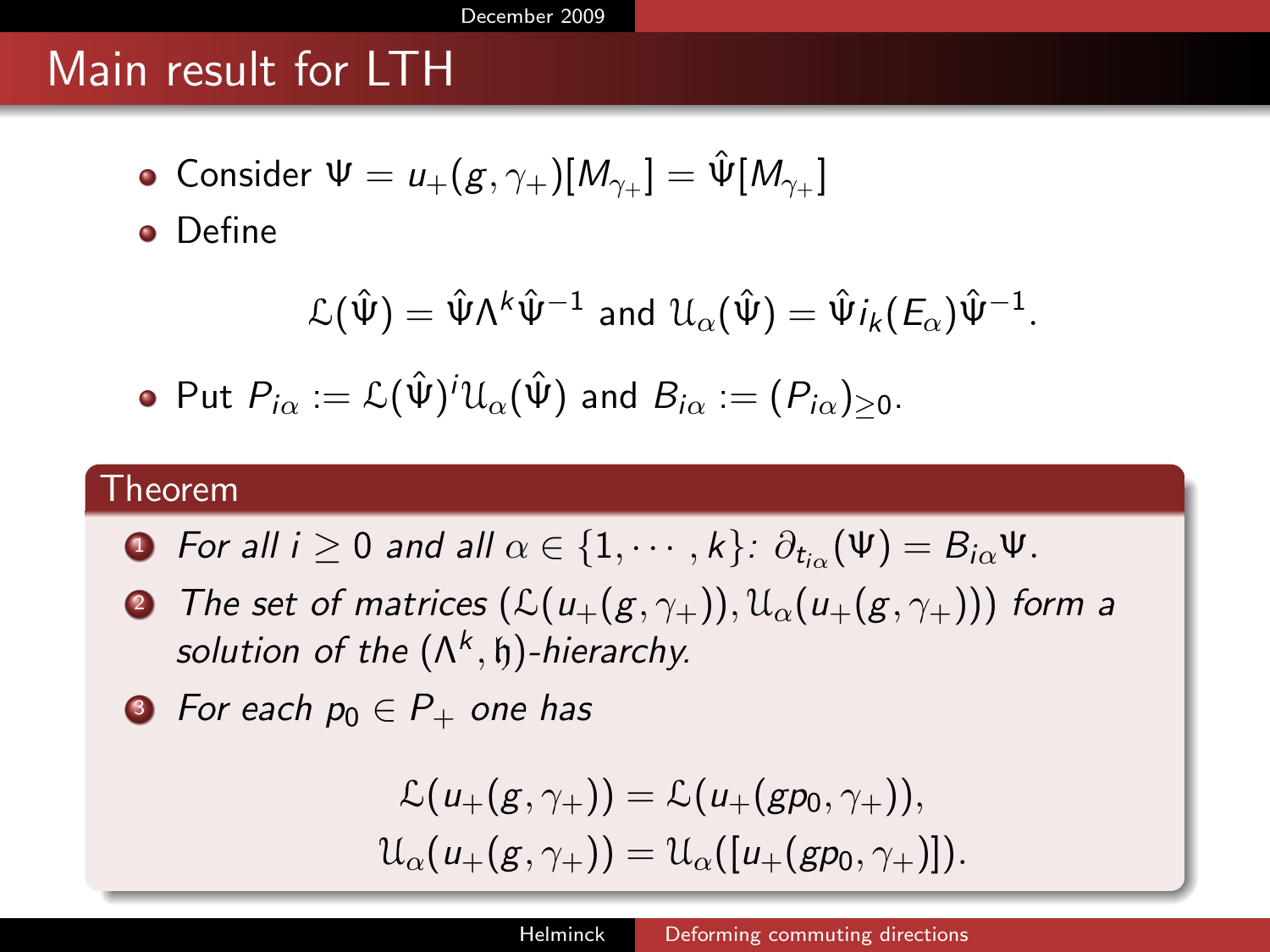# Main result for LTH

- Consider $\Psi = u_+(g,\gamma_+)[M_{\gamma_+}] = \hat{\Psi}[M_{\gamma_+}]$
- Define

$$\mathcal{L}(\hat{\Psi}) = \hat{\Psi}\Lambda^k\hat{\Psi}^{-1} \text{ and } \mathcal{U}_\alpha(\hat{\Psi}) = \hat{\Psi}i_k(E_\alpha)\hat{\Psi}^{-1}.$$

- Put $P_{i\alpha} := \mathcal{L}(\hat{\Psi})^i\mathcal{U}_\alpha(\hat{\Psi})$ and $B_{i\alpha} := (P_{i\alpha})_{\geq 0}$.

**Theorem**

1. *For all $i \geq 0$ and all $\alpha \in \{1, \cdots, k\}$: $\partial_{t_{i\alpha}}(\Psi) = B_{i\alpha}\Psi$.*
2. *The set of matrices $(\mathcal{L}(u_+(g,\gamma_+)), \mathcal{U}_\alpha(u_+(g,\gamma_+)))$ form a solution of the $(\Lambda^k, \mathfrak{h})$-hierarchy.*
3. *For each $p_0 \in P_+$ one has*

$$\mathcal{L}(u_+(g,\gamma_+)) = \mathcal{L}(u_+(gp_0,\gamma_+)),$$
$$\mathcal{U}_\alpha(u_+(g,\gamma_+)) = \mathcal{U}_\alpha([u_+(gp_0,\gamma_+)]).$$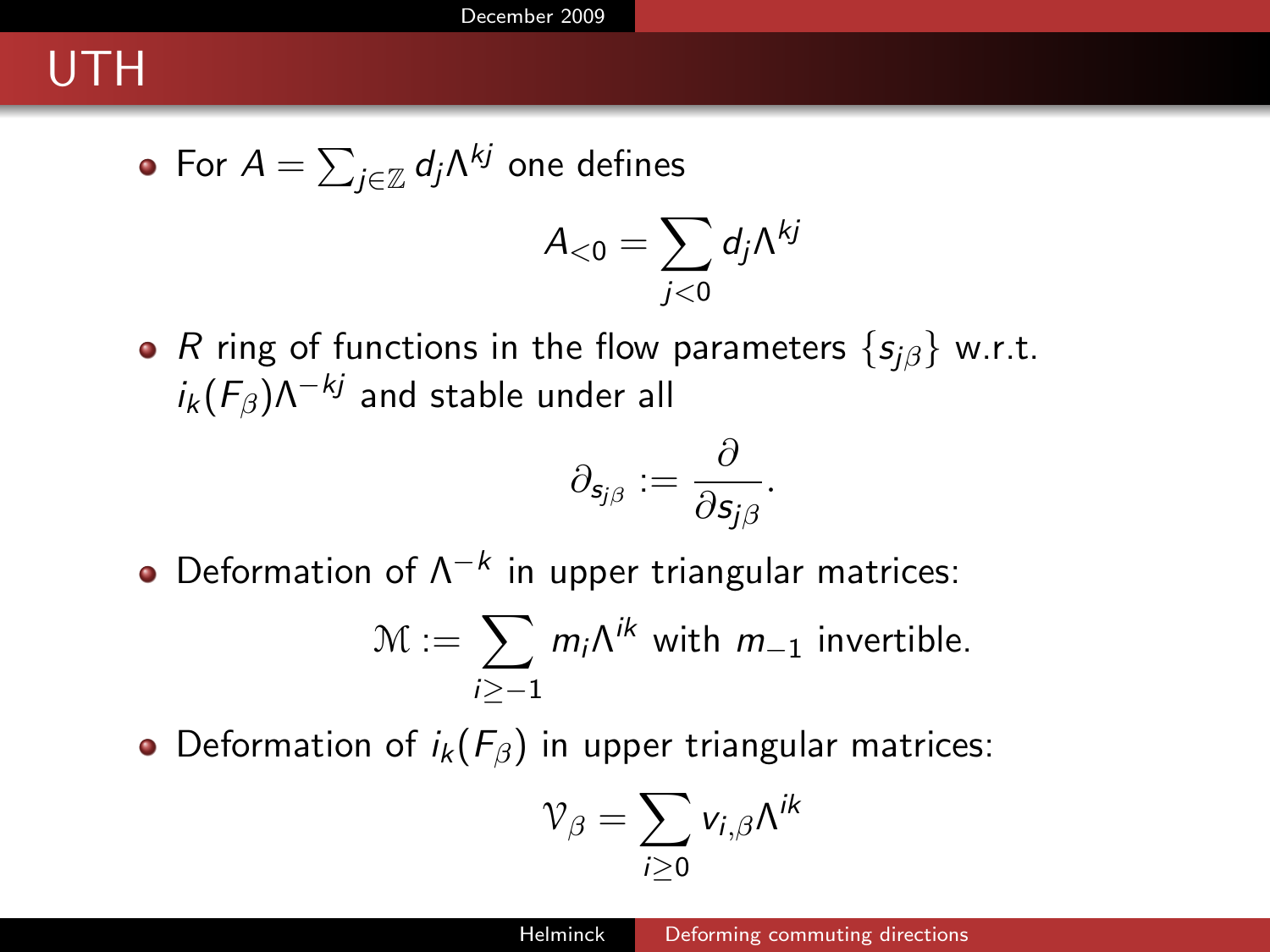# UTH

- For $A = \sum_{j \in \mathbb{Z}} d_j \Lambda^{kj}$ one defines

$$A_{<0} = \sum_{j<0} d_j \Lambda^{kj}$$

- $R$ ring of functions in the flow parameters $\{s_{j\beta}\}$ w.r.t. $i_k(F_\beta)\Lambda^{-kj}$ and stable under all

$$\partial_{s_{j\beta}} := \frac{\partial}{\partial s_{j\beta}}.$$

- Deformation of $\Lambda^{-k}$ in upper triangular matrices:

$$\mathcal{M} := \sum_{i \geq -1} m_i \Lambda^{ik} \text{ with } m_{-1} \text{ invertible.}$$

- Deformation of $i_k(F_\beta)$ in upper triangular matrices:

$$\mathcal{V}_\beta = \sum_{i \geq 0} v_{i,\beta} \Lambda^{ik}$$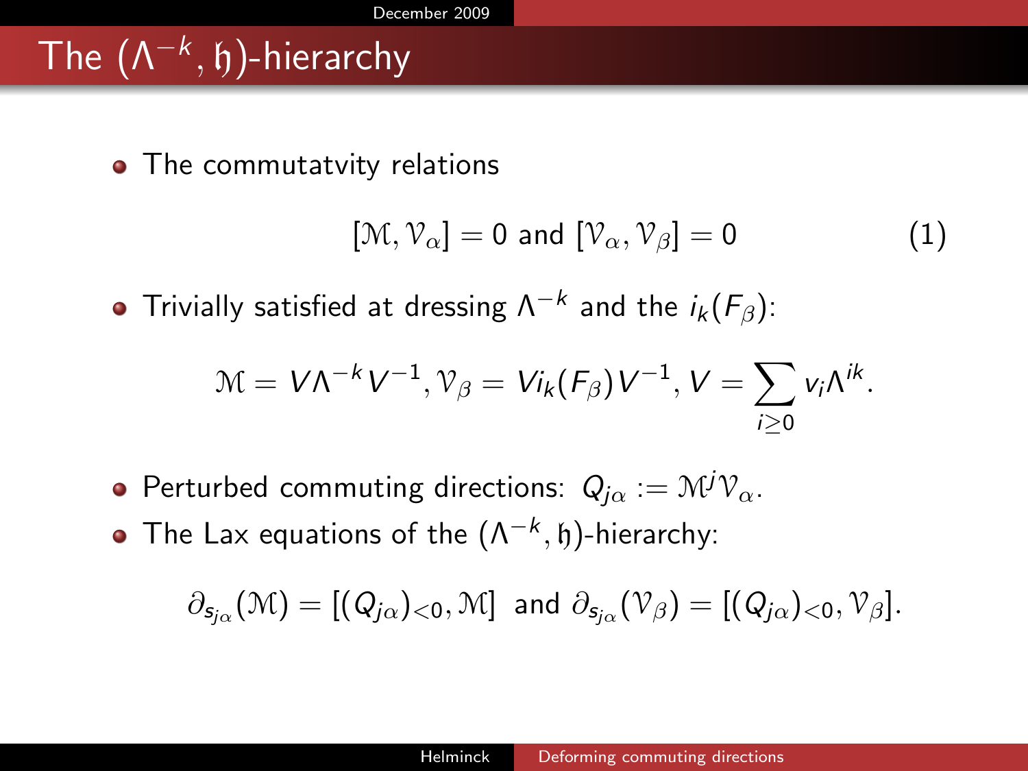# The $(\Lambda^{-k}, \mathfrak{h})$-hierarchy

- The commutatvity relations

$$[\mathcal{M}, \mathcal{V}_\alpha] = 0 \text{ and } [\mathcal{V}_\alpha, \mathcal{V}_\beta] = 0 \tag{1}$$

- Trivially satisfied at dressing $\Lambda^{-k}$ and the $i_k(F_\beta)$:

$$\mathcal{M} = V\Lambda^{-k}V^{-1}, \mathcal{V}_\beta = Vi_k(F_\beta)V^{-1}, V = \sum_{i \geq 0} v_i \Lambda^{ik}.$$

- Perturbed commuting directions: $Q_{j\alpha} := \mathcal{M}^j \mathcal{V}_\alpha$.
- The Lax equations of the $(\Lambda^{-k}, \mathfrak{h})$-hierarchy:

$$\partial_{s_{j\alpha}}(\mathcal{M}) = [(Q_{j\alpha})_{<0}, \mathcal{M}] \text{ and } \partial_{s_{j\alpha}}(\mathcal{V}_\beta) = [(Q_{j\alpha})_{<0}, \mathcal{V}_\beta].$$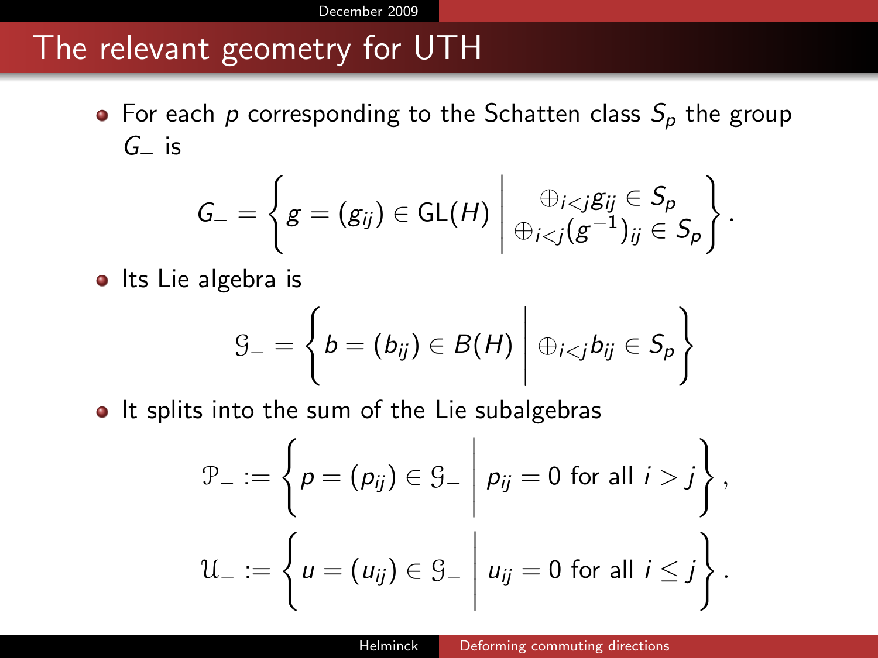# The relevant geometry for UTH

- For each $p$ corresponding to the Schatten class $S_p$ the group $G_-$ is

$$G_- = \left\{ g = (g_{ij}) \in \mathrm{GL}(H) \;\middle|\; \begin{array}{c} \oplus_{i<j} g_{ij} \in S_p \\ \oplus_{i<j} (g^{-1})_{ij} \in S_p \end{array} \right\}.$$

- Its Lie algebra is

$$\mathcal{G}_- = \left\{ b = (b_{ij}) \in B(H) \;\middle|\; \oplus_{i<j} b_{ij} \in S_p \right\}$$

- It splits into the sum of the Lie subalgebras

$$\mathcal{P}_- := \left\{ p = (p_{ij}) \in \mathcal{G}_- \;\middle|\; p_{ij} = 0 \text{ for all } i > j \right\},$$

$$\mathcal{U}_- := \left\{ u = (u_{ij}) \in \mathcal{G}_- \;\middle|\; u_{ij} = 0 \text{ for all } i \leq j \right\}.$$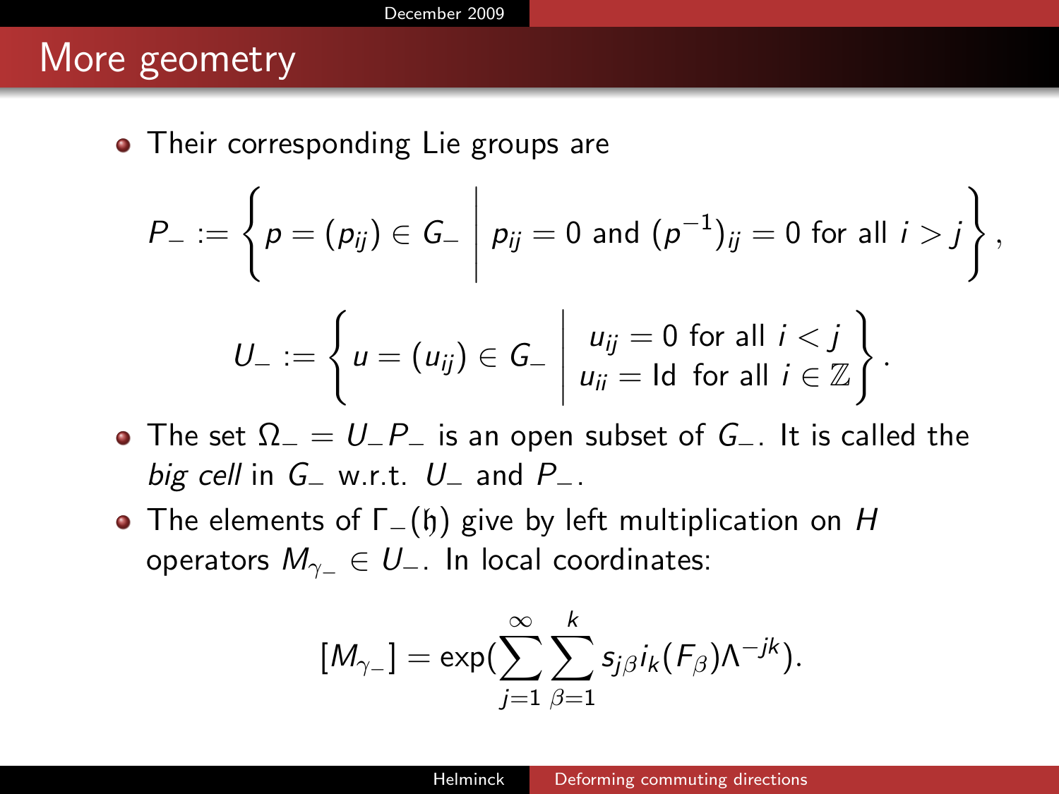## More geometry

- Their corresponding Lie groups are

$$P_- := \left\{ p = (p_{ij}) \in G_- \;\middle|\; p_{ij} = 0 \text{ and } (p^{-1})_{ij} = 0 \text{ for all } i > j \right\},$$

$$U_- := \left\{ u = (u_{ij}) \in G_- \;\middle|\; \begin{array}{c} u_{ij} = 0 \text{ for all } i < j \\ u_{ii} = \mathrm{Id} \text{ for all } i \in \mathbb{Z} \end{array} \right\}.$$

- The set $\Omega_- = U_- P_-$ is an open subset of $G_-$. It is called the *big cell* in $G_-$ w.r.t. $U_-$ and $P_-$.
- The elements of $\Gamma_-(\mathfrak{h})$ give by left multiplication on $H$ operators $M_{\gamma_-} \in U_-$. In local coordinates:

$$[M_{\gamma_-}] = \exp\Big(\sum_{j=1}^{\infty} \sum_{\beta=1}^{k} s_{j\beta} i_k(F_\beta) \Lambda^{-jk}\Big).$$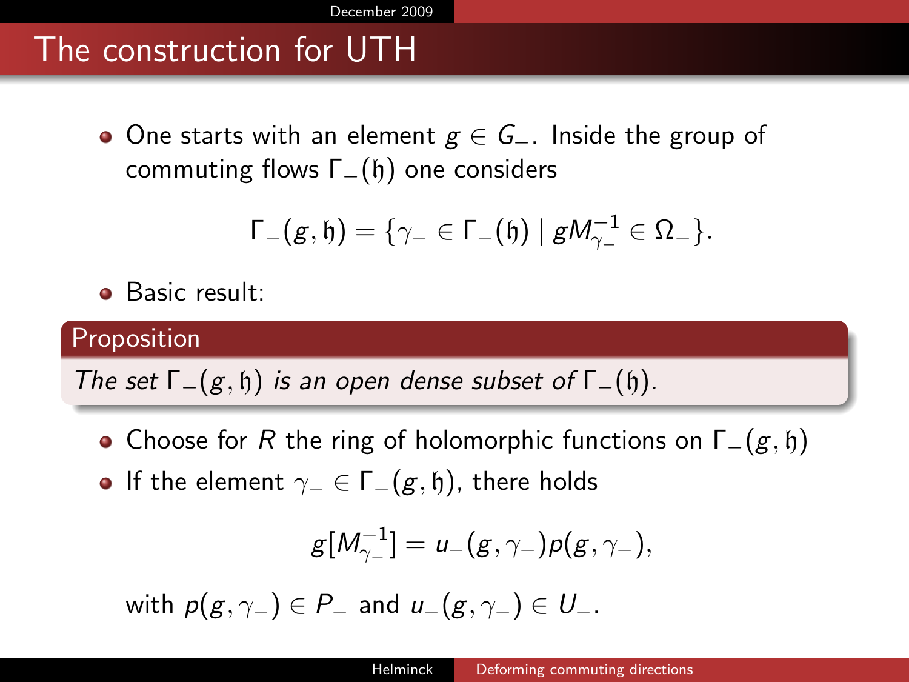# The construction for UTH

- One starts with an element $g \in G_-$. Inside the group of commuting flows $\Gamma_-(\mathfrak{h})$ one considers

$$\Gamma_-(g, \mathfrak{h}) = \{\gamma_- \in \Gamma_-(\mathfrak{h}) \mid g M_{\gamma_-}^{-1} \in \Omega_-\}.$$

- Basic result:

**Proposition**

*The set $\Gamma_-(g, \mathfrak{h})$ is an open dense subset of $\Gamma_-(\mathfrak{h})$.*

- Choose for $R$ the ring of holomorphic functions on $\Gamma_-(g, \mathfrak{h})$
- If the element $\gamma_- \in \Gamma_-(g, \mathfrak{h})$, there holds

$$g[M_{\gamma_-}^{-1}] = u_-(g, \gamma_-) p(g, \gamma_-),$$

with $p(g, \gamma_-) \in P_-$ and $u_-(g, \gamma_-) \in U_-$.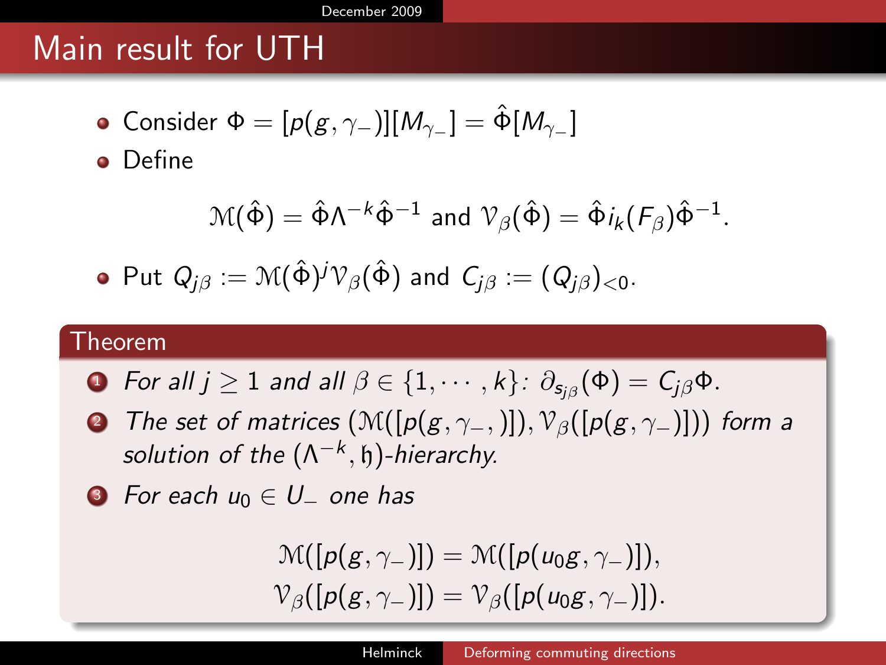## Main result for UTH

- Consider $\Phi = [p(g, \gamma_-)][M_{\gamma_-}] = \hat{\Phi}[M_{\gamma_-}]$
- Define

$$\mathcal{M}(\hat{\Phi}) = \hat{\Phi}\Lambda^{-k}\hat{\Phi}^{-1} \text{ and } \mathcal{V}_\beta(\hat{\Phi}) = \hat{\Phi} i_k(F_\beta)\hat{\Phi}^{-1}.$$

- Put $Q_{j\beta} := \mathcal{M}(\hat{\Phi})^j \mathcal{V}_\beta(\hat{\Phi})$ and $C_{j\beta} := (Q_{j\beta})_{<0}$.

**Theorem**

1. *For all $j \geq 1$ and all $\beta \in \{1, \cdots, k\}$: $\partial_{s_{j\beta}}(\Phi) = C_{j\beta}\Phi$.*
2. *The set of matrices $(\mathcal{M}([p(g, \gamma_-,)]), \mathcal{V}_\beta([p(g, \gamma_-)]))$ form a solution of the $(\Lambda^{-k}, \mathfrak{h})$-hierarchy.*
3. *For each $u_0 \in U_-$ one has*

$$\mathcal{M}([p(g, \gamma_-)]) = \mathcal{M}([p(u_0 g, \gamma_-)]),$$
$$\mathcal{V}_\beta([p(g, \gamma_-)]) = \mathcal{V}_\beta([p(u_0 g, \gamma_-)]).$$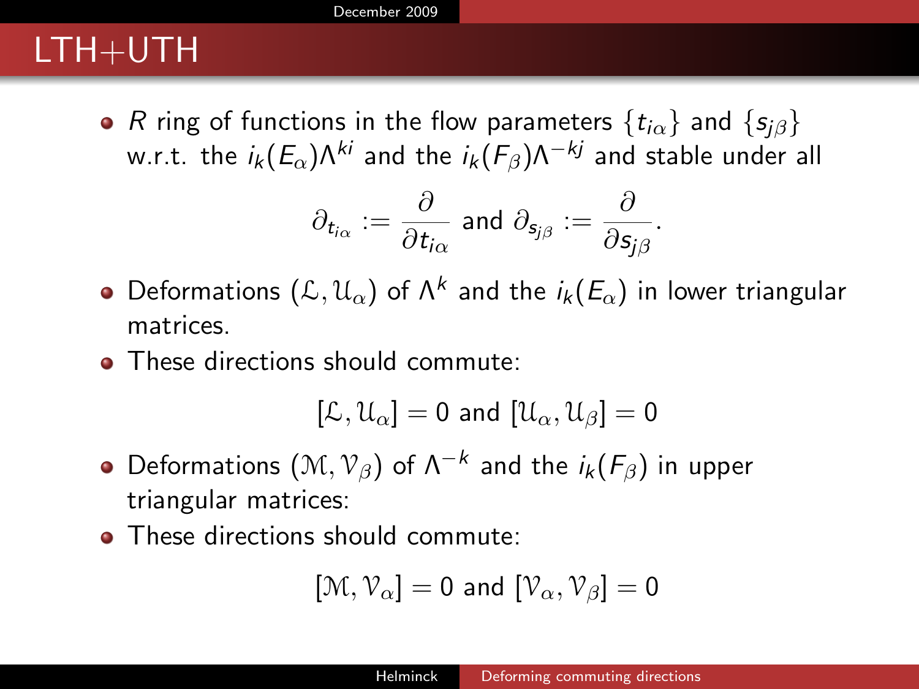# LTH+UTH

- $R$ ring of functions in the flow parameters $\{t_{i\alpha}\}$ and $\{s_{j\beta}\}$ w.r.t. the $i_k(E_\alpha)\Lambda^{ki}$ and the $i_k(F_\beta)\Lambda^{-kj}$ and stable under all

$$\partial_{t_{i\alpha}} := \frac{\partial}{\partial t_{i\alpha}} \text{ and } \partial_{s_{j\beta}} := \frac{\partial}{\partial s_{j\beta}}.$$

- Deformations $(\mathcal{L}, \mathcal{U}_\alpha)$ of $\Lambda^k$ and the $i_k(E_\alpha)$ in lower triangular matrices.
- These directions should commute:

$$[\mathcal{L}, \mathcal{U}_\alpha] = 0 \text{ and } [\mathcal{U}_\alpha, \mathcal{U}_\beta] = 0$$

- Deformations $(\mathcal{M}, \mathcal{V}_\beta)$ of $\Lambda^{-k}$ and the $i_k(F_\beta)$ in upper triangular matrices:
- These directions should commute:

$$[\mathcal{M}, \mathcal{V}_\alpha] = 0 \text{ and } [\mathcal{V}_\alpha, \mathcal{V}_\beta] = 0$$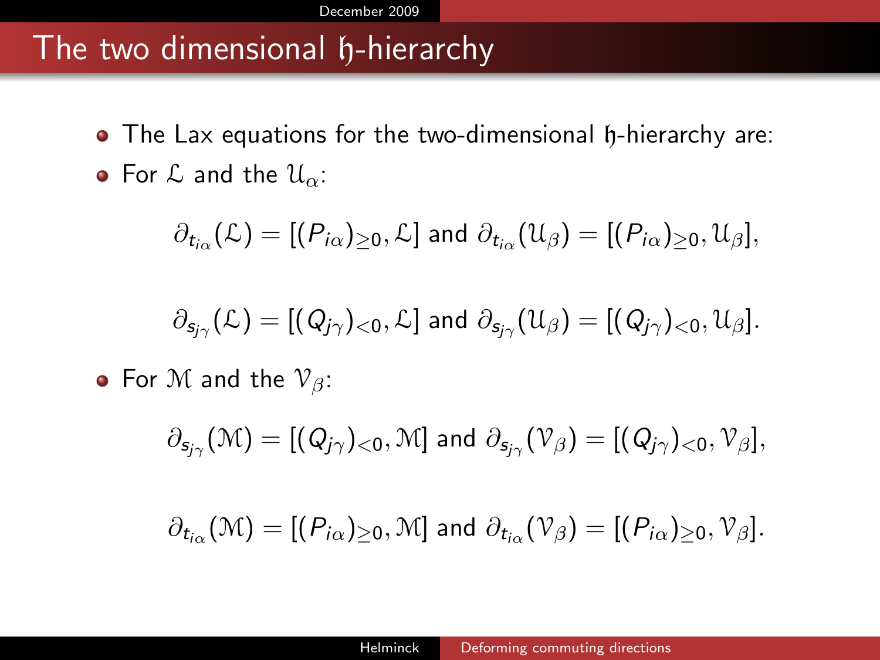# The two dimensional $\mathfrak{h}$-hierarchy

- The Lax equations for the two-dimensional $\mathfrak{h}$-hierarchy are:
- For $\mathcal{L}$ and the $\mathcal{U}_\alpha$:

$$\partial_{t_{i\alpha}}(\mathcal{L}) = [(P_{i\alpha})_{\geq 0}, \mathcal{L}] \text{ and } \partial_{t_{i\alpha}}(\mathcal{U}_\beta) = [(P_{i\alpha})_{\geq 0}, \mathcal{U}_\beta],$$

$$\partial_{s_{j\gamma}}(\mathcal{L}) = [(Q_{j\gamma})_{<0}, \mathcal{L}] \text{ and } \partial_{s_{j\gamma}}(\mathcal{U}_\beta) = [(Q_{j\gamma})_{<0}, \mathcal{U}_\beta].$$

- For $\mathcal{M}$ and the $\mathcal{V}_\beta$:

$$\partial_{s_{j\gamma}}(\mathcal{M}) = [(Q_{j\gamma})_{<0}, \mathcal{M}] \text{ and } \partial_{s_{j\gamma}}(\mathcal{V}_\beta) = [(Q_{j\gamma})_{<0}, \mathcal{V}_\beta],$$

$$\partial_{t_{i\alpha}}(\mathcal{M}) = [(P_{i\alpha})_{\geq 0}, \mathcal{M}] \text{ and } \partial_{t_{i\alpha}}(\mathcal{V}_\beta) = [(P_{i\alpha})_{\geq 0}, \mathcal{V}_\beta].$$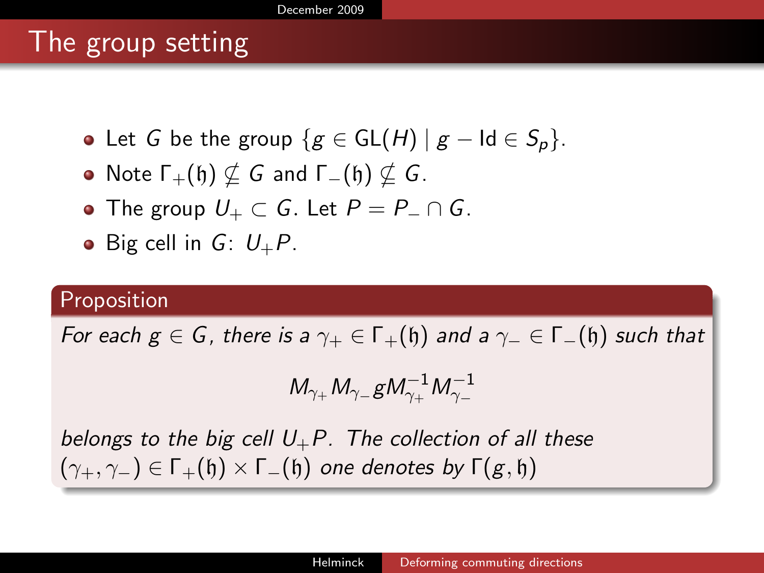# The group setting

- Let $G$ be the group $\{g \in \mathrm{GL}(H) \mid g - \mathrm{Id} \in S_p\}$.
- Note $\Gamma_+(\mathfrak{h}) \not\subseteq G$ and $\Gamma_-(\mathfrak{h}) \not\subseteq G$.
- The group $U_+ \subset G$. Let $P = P_- \cap G$.
- Big cell in $G$: $U_+ P$.

**Proposition**

*For each $g \in G$, there is a $\gamma_+ \in \Gamma_+(\mathfrak{h})$ and a $\gamma_- \in \Gamma_-(\mathfrak{h})$ such that*

$$M_{\gamma_+} M_{\gamma_-} g M_{\gamma_+}^{-1} M_{\gamma_-}^{-1}$$

*belongs to the big cell $U_+ P$. The collection of all these $(\gamma_+, \gamma_-) \in \Gamma_+(\mathfrak{h}) \times \Gamma_-(\mathfrak{h})$ one denotes by $\Gamma(g, \mathfrak{h})$*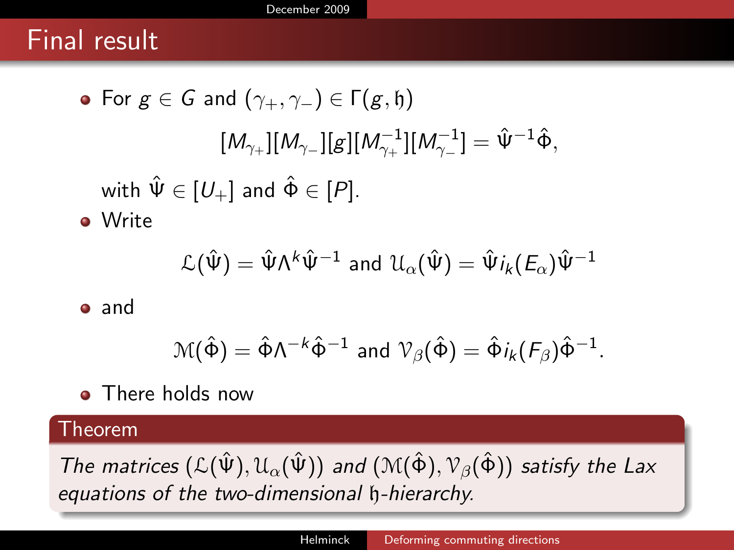## Final result

- For $g \in G$ and $(\gamma_+, \gamma_-) \in \Gamma(g, \mathfrak{h})$

$$[M_{\gamma_+}][M_{\gamma_-}][g][M_{\gamma_+}^{-1}][M_{\gamma_-}^{-1}] = \hat{\Psi}^{-1}\hat{\Phi},$$

  with $\hat{\Psi} \in [U_+]$ and $\hat{\Phi} \in [P]$.

- Write

$$\mathcal{L}(\hat{\Psi}) = \hat{\Psi}\Lambda^k\hat{\Psi}^{-1} \text{ and } \mathcal{U}_\alpha(\hat{\Psi}) = \hat{\Psi} i_k(E_\alpha)\hat{\Psi}^{-1}$$

- and

$$\mathcal{M}(\hat{\Phi}) = \hat{\Phi}\Lambda^{-k}\hat{\Phi}^{-1} \text{ and } \mathcal{V}_\beta(\hat{\Phi}) = \hat{\Phi} i_k(F_\beta)\hat{\Phi}^{-1}.$$

- There holds now

**Theorem**

*The matrices $(\mathcal{L}(\hat{\Psi}), \mathcal{U}_\alpha(\hat{\Psi}))$ and $(\mathcal{M}(\hat{\Phi}), \mathcal{V}_\beta(\hat{\Phi}))$ satisfy the Lax equations of the two-dimensional $\mathfrak{h}$-hierarchy.*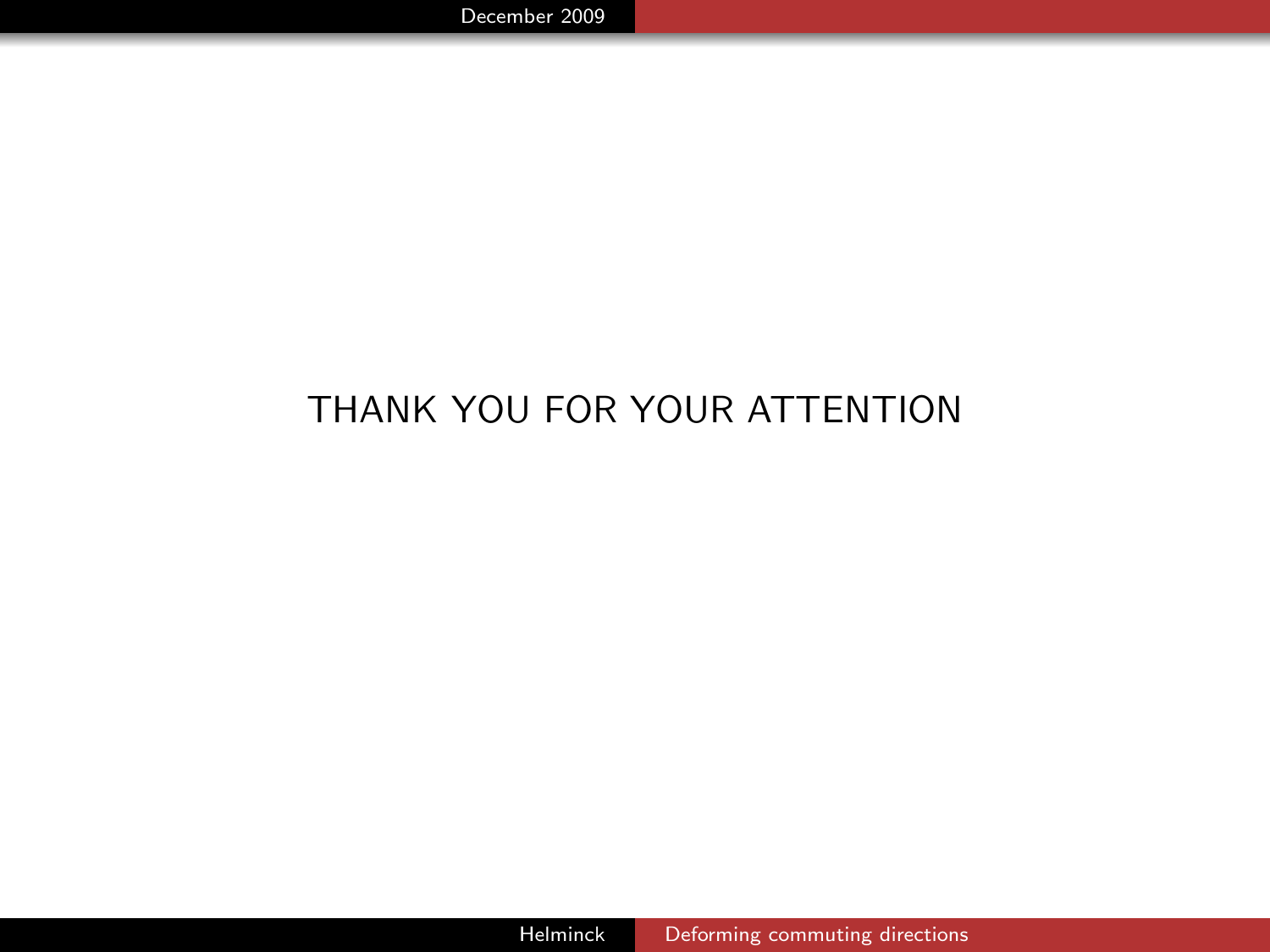THANK YOU FOR YOUR ATTENTION